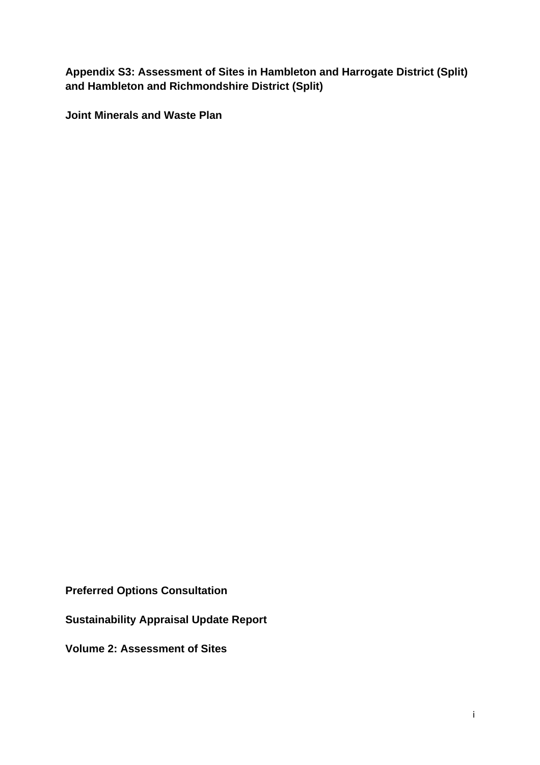**Appendix S3: Assessment of Sites in Hambleton and Harrogate District (Split) and Hambleton and Richmondshire District (Split)**

**Joint Minerals and Waste Plan**

**Preferred Options Consultation**

**Sustainability Appraisal Update Report**

**Volume 2: Assessment of Sites**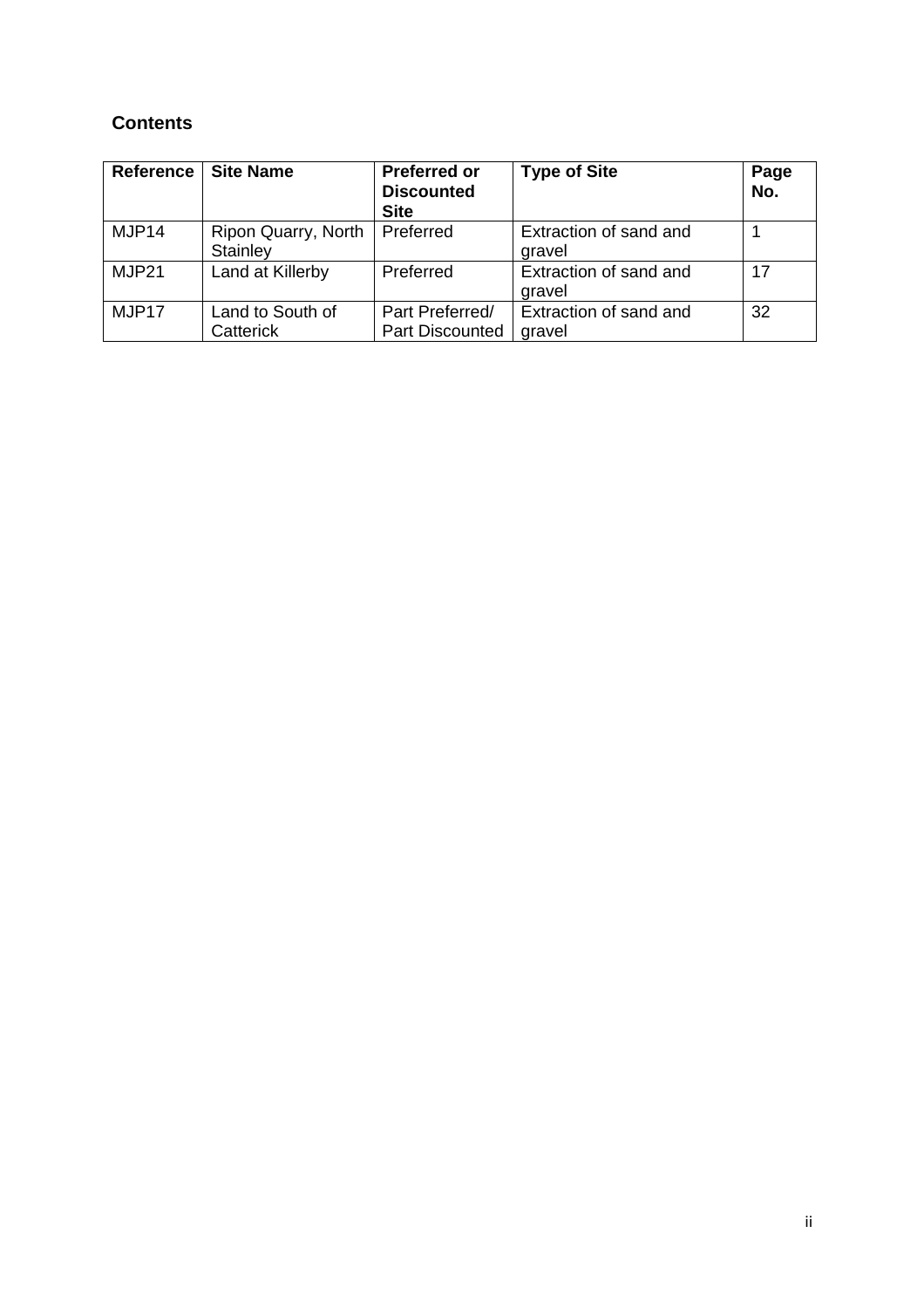## Contents

| Reference | Site Name | Preferred or Discounted Site | Type of Site | Page No. |
|---|---|---|---|---|
| MJP14 | Ripon Quarry, North Stainley | Preferred | Extraction of sand and gravel | 1 |
| MJP21 | Land at Killerby | Preferred | Extraction of sand and gravel | 17 |
| MJP17 | Land to South of Catterick | Part Preferred/ Part Discounted | Extraction of sand and gravel | 32 |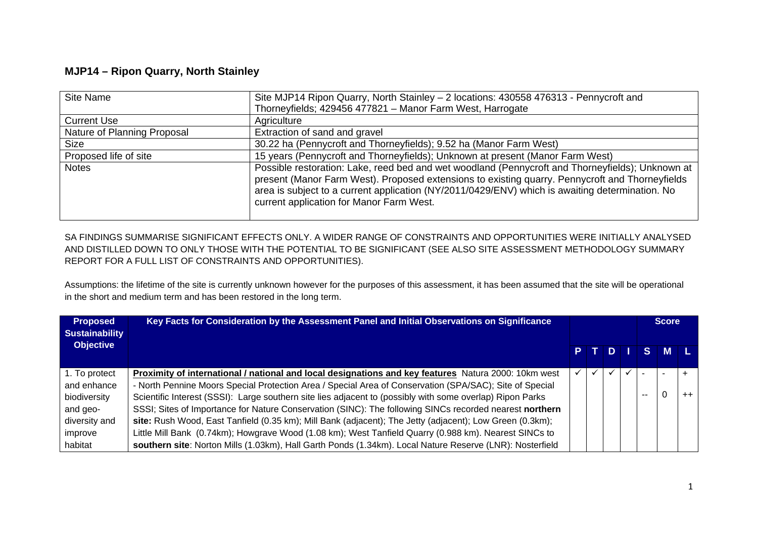## MJP14 – Ripon Quarry, North Stainley

| Site Name | Site MJP14 Ripon Quarry, North Stainley – 2 locations: 430558 476313 - Pennycroft and Thorneyfields; 429456 477821 – Manor Farm West, Harrogate |
|---|---|
| Current Use | Agriculture |
| Nature of Planning Proposal | Extraction of sand and gravel |
| Size | 30.22 ha (Pennycroft and Thorneyfields); 9.52 ha (Manor Farm West) |
| Proposed life of site | 15 years (Pennycroft and Thorneyfields); Unknown at present (Manor Farm West) |
| Notes | Possible restoration: Lake, reed bed and wet woodland (Pennycroft and Thorneyfields); Unknown at present (Manor Farm West). Proposed extensions to existing quarry. Pennycroft and Thorneyfields area is subject to a current application (NY/2011/0429/ENV) which is awaiting determination. No current application for Manor Farm West. |

SA FINDINGS SUMMARISE SIGNIFICANT EFFECTS ONLY. A WIDER RANGE OF CONSTRAINTS AND OPPORTUNITIES WERE INITIALLY ANALYSED AND DISTILLED DOWN TO ONLY THOSE WITH THE POTENTIAL TO BE SIGNIFICANT (SEE ALSO SITE ASSESSMENT METHODOLOGY SUMMARY REPORT FOR A FULL LIST OF CONSTRAINTS AND OPPORTUNITIES).

Assumptions: the lifetime of the site is currently unknown however for the purposes of this assessment, it has been assumed that the site will be operational in the short and medium term and has been restored in the long term.

| Proposed Sustainability Objective | Key Facts for Consideration by the Assessment Panel and Initial Observations on Significance | P | T | D | I | S | M | L |
|---|---|---|---|---|---|---|---|---|
| | | | | | | Score | | |
| 1. To protect and enhance biodiversity and geo-diversity and improve habitat | **Proximity of international / national and local designations and key features** Natura 2000: 10km west - North Pennine Moors Special Protection Area / Special Area of Conservation (SPA/SAC); Site of Special Scientific Interest (SSSI): Large southern site lies adjacent to (possibly with some overlap) Ripon Parks SSSI; Sites of Importance for Nature Conservation (SINC): The following SINCs recorded nearest **northern site:** Rush Wood, East Tanfield (0.35 km); Mill Bank (adjacent); The Jetty (adjacent); Low Green (0.3km); Little Mill Bank (0.74km); Howgrave Wood (1.08 km); West Tanfield Quarry (0.988 km). Nearest SINCs to **southern site**: Norton Mills (1.03km), Hall Garth Ponds (1.34km). Local Nature Reserve (LNR): Nosterfield | ✓ | ✓ | ✓ | ✓ | - <br> -- | - <br> 0 | + <br> ++ |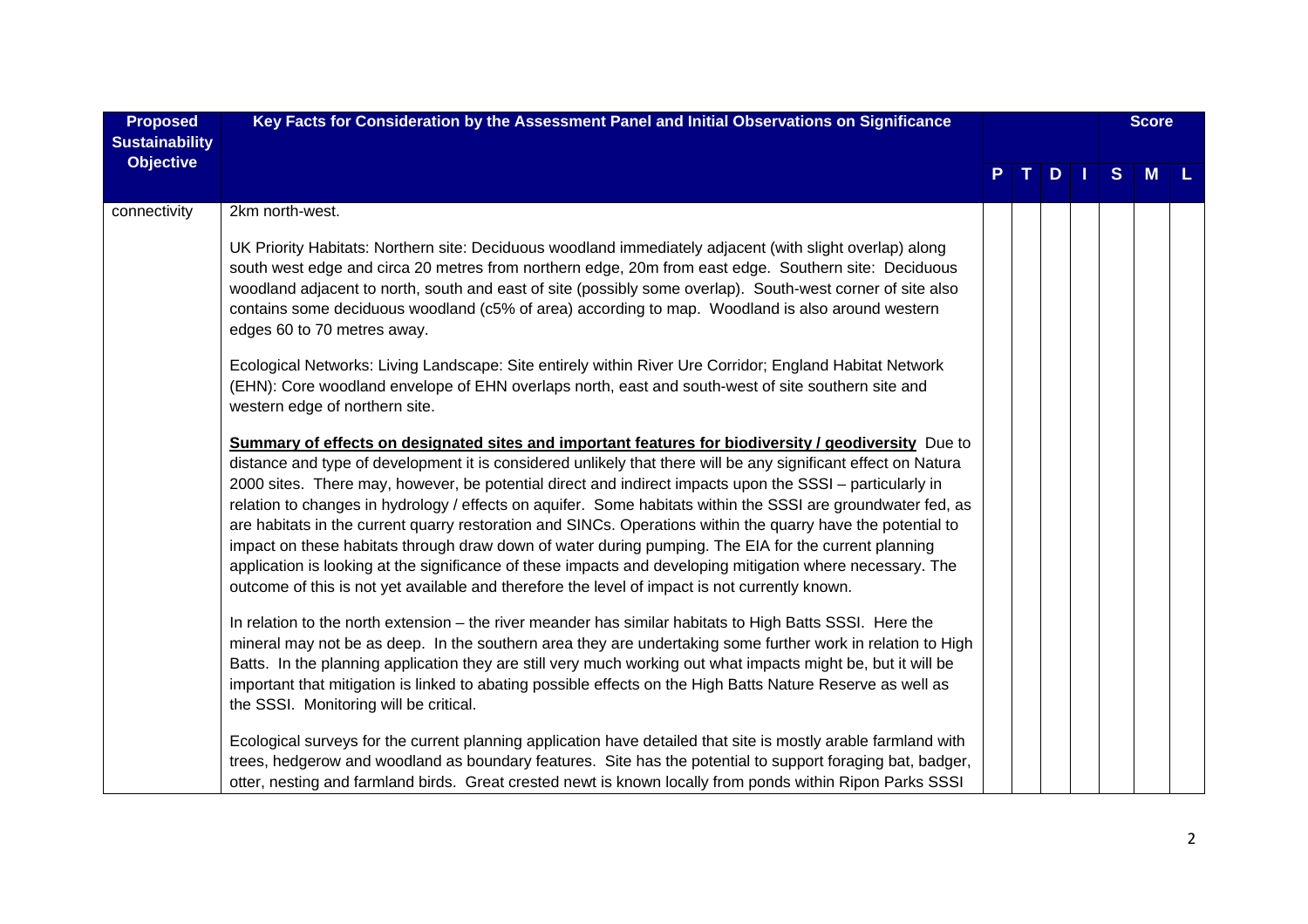| Proposed Sustainability Objective | Key Facts for Consideration by the Assessment Panel and Initial Observations on Significance | P | T | D | I | Score S | M | L |
|---|---|---|---|---|---|---|---|---|
| connectivity | 2km north-west.<br><br>UK Priority Habitats: Northern site: Deciduous woodland immediately adjacent (with slight overlap) along south west edge and circa 20 metres from northern edge, 20m from east edge. Southern site: Deciduous woodland adjacent to north, south and east of site (possibly some overlap). South-west corner of site also contains some deciduous woodland (c5% of area) according to map. Woodland is also around western edges 60 to 70 metres away.<br><br>Ecological Networks: Living Landscape: Site entirely within River Ure Corridor; England Habitat Network (EHN): Core woodland envelope of EHN overlaps north, east and south-west of site southern site and western edge of northern site.<br><br>**Summary of effects on designated sites and important features for biodiversity / geodiversity** Due to distance and type of development it is considered unlikely that there will be any significant effect on Natura 2000 sites. There may, however, be potential direct and indirect impacts upon the SSSI – particularly in relation to changes in hydrology / effects on aquifer. Some habitats within the SSSI are groundwater fed, as are habitats in the current quarry restoration and SINCs. Operations within the quarry have the potential to impact on these habitats through draw down of water during pumping. The EIA for the current planning application is looking at the significance of these impacts and developing mitigation where necessary. The outcome of this is not yet available and therefore the level of impact is not currently known.<br><br>In relation to the north extension – the river meander has similar habitats to High Batts SSSI. Here the mineral may not be as deep. In the southern area they are undertaking some further work in relation to High Batts. In the planning application they are still very much working out what impacts might be, but it will be important that mitigation is linked to abating possible effects on the High Batts Nature Reserve as well as the SSSI. Monitoring will be critical.<br><br>Ecological surveys for the current planning application have detailed that site is mostly arable farmland with trees, hedgerow and woodland as boundary features. Site has the potential to support foraging bat, badger, otter, nesting and farmland birds. Great crested newt is known locally from ponds within Ripon Parks SSSI | | | | | | | |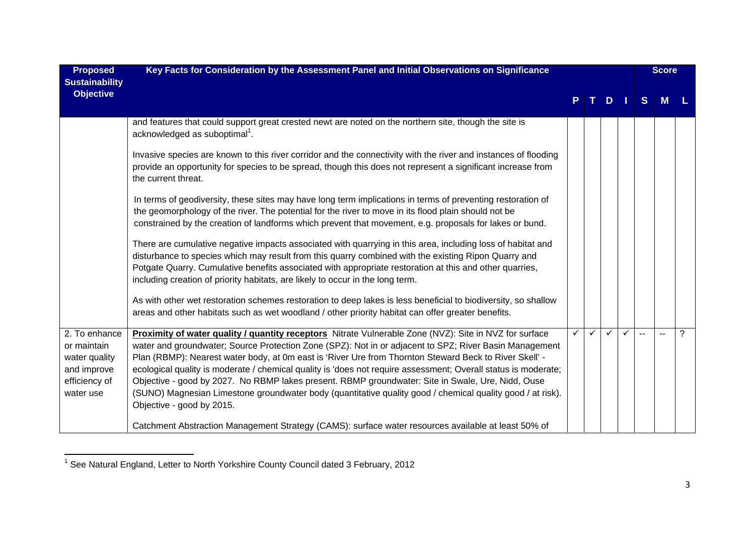| Proposed Sustainability Objective | Key Facts for Consideration by the Assessment Panel and Initial Observations on Significance | P | T | D | I | S | M | L |
|---|---|---|---|---|---|---|---|---|
| | | | | | | Score | | |
| | and features that could support great crested newt are noted on the northern site, though the site is acknowledged as suboptimal[1].<br><br>Invasive species are known to this river corridor and the connectivity with the river and instances of flooding provide an opportunity for species to be spread, though this does not represent a significant increase from the current threat.<br><br>In terms of geodiversity, these sites may have long term implications in terms of preventing restoration of the geomorphology of the river. The potential for the river to move in its flood plain should not be constrained by the creation of landforms which prevent that movement, e.g. proposals for lakes or bund.<br><br>There are cumulative negative impacts associated with quarrying in this area, including loss of habitat and disturbance to species which may result from this quarry combined with the existing Ripon Quarry and Potgate Quarry. Cumulative benefits associated with appropriate restoration at this and other quarries, including creation of priority habitats, are likely to occur in the long term.<br><br>As with other wet restoration schemes restoration to deep lakes is less beneficial to biodiversity, so shallow areas and other habitats such as wet woodland / other priority habitat can offer greater benefits. | | | | | | | |
| 2. To enhance or maintain water quality and improve efficiency of water use | **Proximity of water quality / quantity receptors** Nitrate Vulnerable Zone (NVZ): Site in NVZ for surface water and groundwater; Source Protection Zone (SPZ): Not in or adjacent to SPZ; River Basin Management Plan (RBMP): Nearest water body, at 0m east is 'River Ure from Thornton Steward Beck to River Skell' - ecological quality is moderate / chemical quality is 'does not require assessment; Overall status is moderate; Objective - good by 2027. No RBMP lakes present. RBMP groundwater: Site in Swale, Ure, Nidd, Ouse (SUNO) Magnesian Limestone groundwater body (quantitative quality good / chemical quality good / at risk). Objective - good by 2015.<br><br>Catchment Abstraction Management Strategy (CAMS): surface water resources available at least 50% of | ✓ | ✓ | ✓ | ✓ | -- | -- | ? |

[1] See Natural England, Letter to North Yorkshire County Council dated 3 February, 2012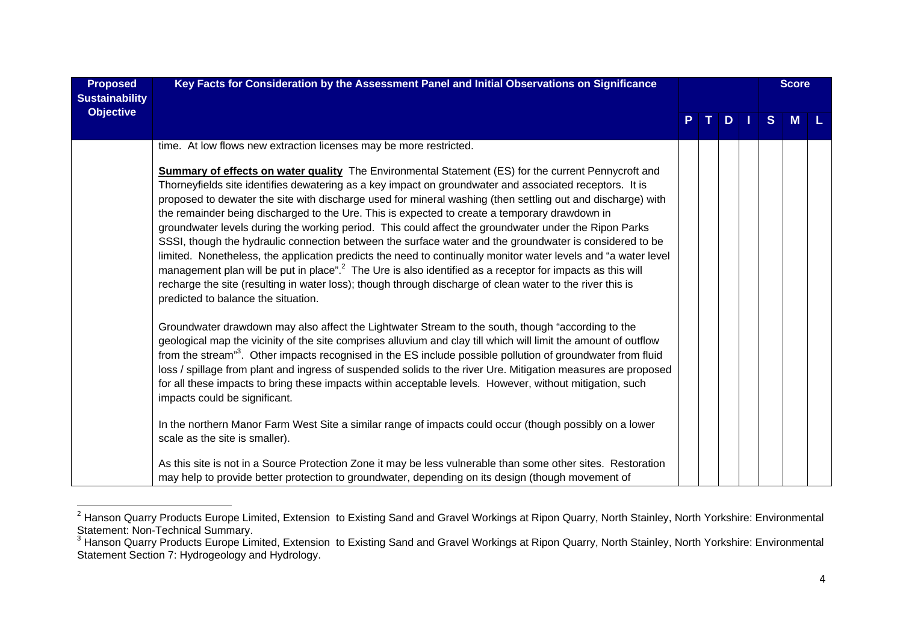| Proposed Sustainability Objective | Key Facts for Consideration by the Assessment Panel and Initial Observations on Significance | P | T | D | I | Score S | M | L |
|---|---|---|---|---|---|---|---|---|
| | time. At low flows new extraction licenses may be more restricted.<br><br>**<u>Summary of effects on water quality</u>** The Environmental Statement (ES) for the current Pennycroft and Thorneyfields site identifies dewatering as a key impact on groundwater and associated receptors. It is proposed to dewater the site with discharge used for mineral washing (then settling out and discharge) with the remainder being discharged to the Ure. This is expected to create a temporary drawdown in groundwater levels during the working period. This could affect the groundwater under the Ripon Parks SSSI, though the hydraulic connection between the surface water and the groundwater is considered to be limited. Nonetheless, the application predicts the need to continually monitor water levels and "a water level management plan will be put in place".[2] The Ure is also identified as a receptor for impacts as this will recharge the site (resulting in water loss); though through discharge of clean water to the river this is predicted to balance the situation.<br><br>Groundwater drawdown may also affect the Lightwater Stream to the south, though "according to the geological map the vicinity of the site comprises alluvium and clay till which will limit the amount of outflow from the stream"[3]. Other impacts recognised in the ES include possible pollution of groundwater from fluid loss / spillage from plant and ingress of suspended solids to the river Ure. Mitigation measures are proposed for all these impacts to bring these impacts within acceptable levels. However, without mitigation, such impacts could be significant.<br><br>In the northern Manor Farm West Site a similar range of impacts could occur (though possibly on a lower scale as the site is smaller).<br><br>As this site is not in a Source Protection Zone it may be less vulnerable than some other sites. Restoration may help to provide better protection to groundwater, depending on its design (though movement of | | | | | | | |

---

[2] Hanson Quarry Products Europe Limited, Extension to Existing Sand and Gravel Workings at Ripon Quarry, North Stainley, North Yorkshire: Environmental Statement: Non-Technical Summary.

[3] Hanson Quarry Products Europe Limited, Extension to Existing Sand and Gravel Workings at Ripon Quarry, North Stainley, North Yorkshire: Environmental Statement Section 7: Hydrogeology and Hydrology.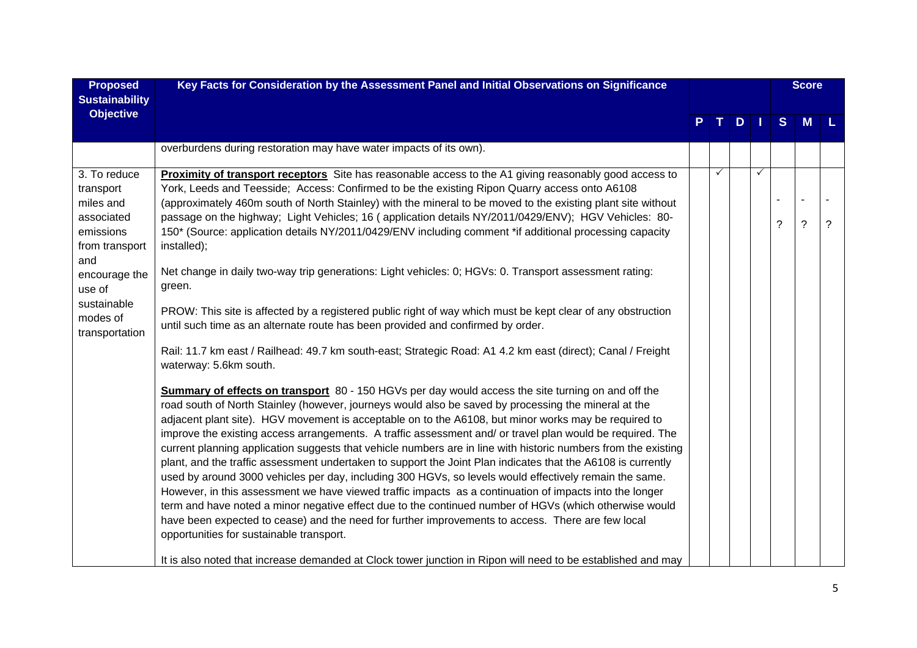| Proposed Sustainability Objective | Key Facts for Consideration by the Assessment Panel and Initial Observations on Significance | P | T | D | I | Score S | Score M | Score L |
|---|---|---|---|---|---|---|---|---|
| | overburdens during restoration may have water impacts of its own). | | | | | | | |
| 3. To reduce transport miles and associated emissions from transport and encourage the use of sustainable modes of transportation | **Proximity of transport receptors** Site has reasonable access to the A1 giving reasonably good access to York, Leeds and Teesside; Access: Confirmed to be the existing Ripon Quarry access onto A6108 (approximately 460m south of North Stainley) with the mineral to be moved to the existing plant site without passage on the highway; Light Vehicles; 16 ( application details NY/2011/0429/ENV); HGV Vehicles: 80-150* (Source: application details NY/2011/0429/ENV including comment *if additional processing capacity installed);<br><br>Net change in daily two-way trip generations: Light vehicles: 0; HGVs: 0. Transport assessment rating: green.<br><br>PROW: This site is affected by a registered public right of way which must be kept clear of any obstruction until such time as an alternate route has been provided and confirmed by order.<br><br>Rail: 11.7 km east / Railhead: 49.7 km south-east; Strategic Road: A1 4.2 km east (direct); Canal / Freight waterway: 5.6km south.<br><br>**Summary of effects on transport** 80 - 150 HGVs per day would access the site turning on and off the road south of North Stainley (however, journeys would also be saved by processing the mineral at the adjacent plant site). HGV movement is acceptable on to the A6108, but minor works may be required to improve the existing access arrangements. A traffic assessment and/ or travel plan would be required. The current planning application suggests that vehicle numbers are in line with historic numbers from the existing plant, and the traffic assessment undertaken to support the Joint Plan indicates that the A6108 is currently used by around 3000 vehicles per day, including 300 HGVs, so levels would effectively remain the same. However, in this assessment we have viewed traffic impacts as a continuation of impacts into the longer term and have noted a minor negative effect due to the continued number of HGVs (which otherwise would have been expected to cease) and the need for further improvements to access. There are few local opportunities for sustainable transport.<br><br>It is also noted that increase demanded at Clock tower junction in Ripon will need to be established and may | | ✓ | | ✓ | -<br>? | -<br>? | -<br>? |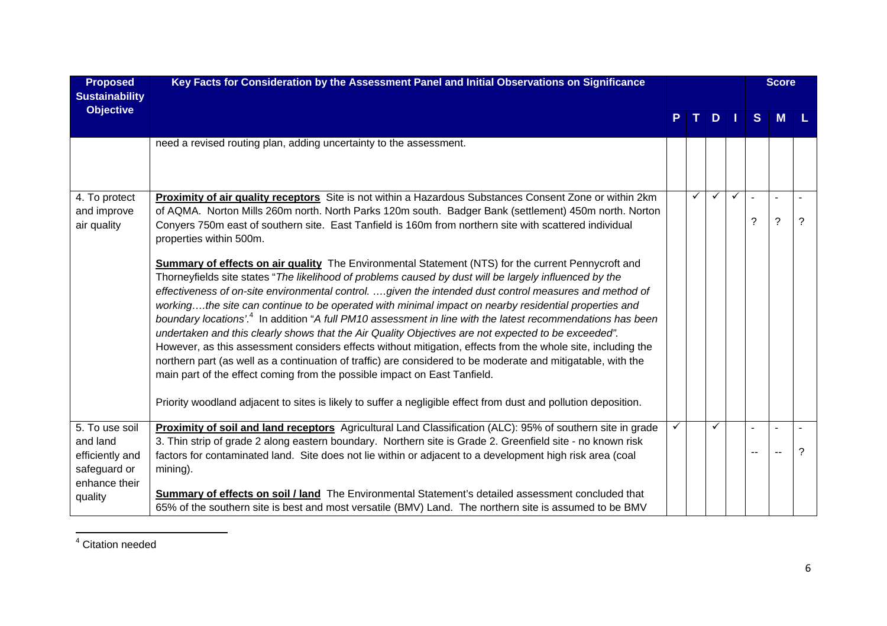| Proposed Sustainability Objective | Key Facts for Consideration by the Assessment Panel and Initial Observations on Significance | P | T | D | I | Score S | M | L |
|---|---|---|---|---|---|---|---|---|
| | need a revised routing plan, adding uncertainty to the assessment. | | | | | | | |
| 4. To protect and improve air quality | **Proximity of air quality receptors** Site is not within a Hazardous Substances Consent Zone or within 2km of AQMA. Norton Mills 260m north. North Parks 120m south. Badger Bank (settlement) 450m north. Norton Conyers 750m east of southern site. East Tanfield is 160m from northern site with scattered individual properties within 500m.<br><br>**Summary of effects on air quality** The Environmental Statement (NTS) for the current Pennycroft and Thorneyfields site states "*The likelihood of problems caused by dust will be largely influenced by the effectiveness of on-site environmental control. ….given the intended dust control measures and method of working….the site can continue to be operated with minimal impact on nearby residential properties and boundary locations*'.[4] In addition "*A full PM10 assessment in line with the latest recommendations has been undertaken and this clearly shows that the Air Quality Objectives are not expected to be exceeded"*. However, as this assessment considers effects without mitigation, effects from the whole site, including the northern part (as well as a continuation of traffic) are considered to be moderate and mitigatable, with the main part of the effect coming from the possible impact on East Tanfield.<br><br>Priority woodland adjacent to sites is likely to suffer a negligible effect from dust and pollution deposition. | | ✓ | ✓ | ✓ | -<br>? | -<br>? | -<br>? |
| 5. To use soil and land efficiently and safeguard or enhance their quality | **Proximity of soil and land receptors** Agricultural Land Classification (ALC): 95% of southern site in grade 3. Thin strip of grade 2 along eastern boundary. Northern site is Grade 2. Greenfield site - no known risk factors for contaminated land. Site does not lie within or adjacent to a development high risk area (coal mining).<br><br>**Summary of effects on soil / land** The Environmental Statement's detailed assessment concluded that 65% of the southern site is best and most versatile (BMV) Land. The northern site is assumed to be BMV | ✓ | | ✓ | | -<br>-- | -<br>-- | -<br>? |

[4] Citation needed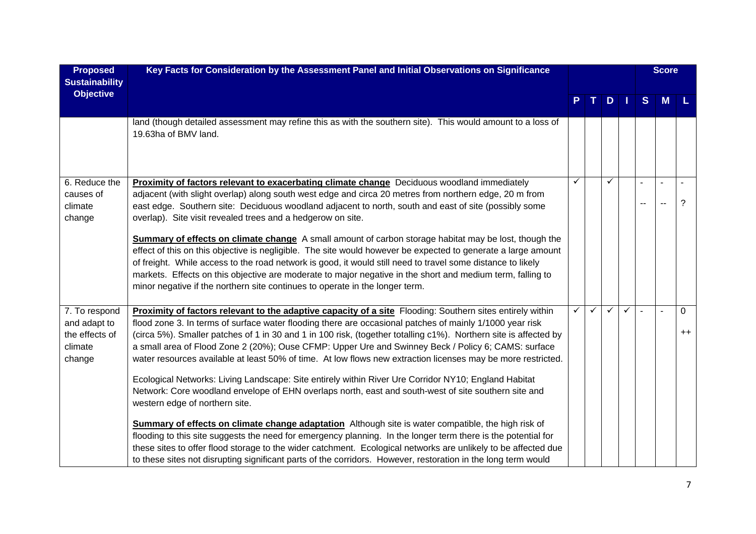| Proposed Sustainability Objective | Key Facts for Consideration by the Assessment Panel and Initial Observations on Significance | | | | | Score | | |
|---|---|---|---|---|---|---|---|---|
| | | P | T | D | I | S | M | L |
| | land (though detailed assessment may refine this as with the southern site). This would amount to a loss of 19.63ha of BMV land. | | | | | | | |
| 6. Reduce the causes of climate change | **Proximity of factors relevant to exacerbating climate change** Deciduous woodland immediately adjacent (with slight overlap) along south west edge and circa 20 metres from northern edge, 20 m from east edge. Southern site: Deciduous woodland adjacent to north, south and east of site (possibly some overlap). Site visit revealed trees and a hedgerow on site.<br><br>**Summary of effects on climate change** A small amount of carbon storage habitat may be lost, though the effect of this on this objective is negligible. The site would however be expected to generate a large amount of freight. While access to the road network is good, it would still need to travel some distance to likely markets. Effects on this objective are moderate to major negative in the short and medium term, falling to minor negative if the northern site continues to operate in the longer term. | ✓ | | ✓ | | -<br>-- | -<br>-- | -<br>? |
| 7. To respond and adapt to the effects of climate change | **Proximity of factors relevant to the adaptive capacity of a site** Flooding: Southern sites entirely within flood zone 3. In terms of surface water flooding there are occasional patches of mainly 1/1000 year risk (circa 5%). Smaller patches of 1 in 30 and 1 in 100 risk, (together totalling c1%). Northern site is affected by a small area of Flood Zone 2 (20%); Ouse CFMP: Upper Ure and Swinney Beck / Policy 6; CAMS: surface water resources available at least 50% of time. At low flows new extraction licenses may be more restricted.<br><br>Ecological Networks: Living Landscape: Site entirely within River Ure Corridor NY10; England Habitat Network: Core woodland envelope of EHN overlaps north, east and south-west of site southern site and western edge of northern site.<br><br>**Summary of effects on climate change adaptation** Although site is water compatible, the high risk of flooding to this site suggests the need for emergency planning. In the longer term there is the potential for these sites to offer flood storage to the wider catchment. Ecological networks are unlikely to be affected due to these sites not disrupting significant parts of the corridors. However, restoration in the long term would | ✓ | ✓ | ✓ | ✓ | - | - | 0<br>++ |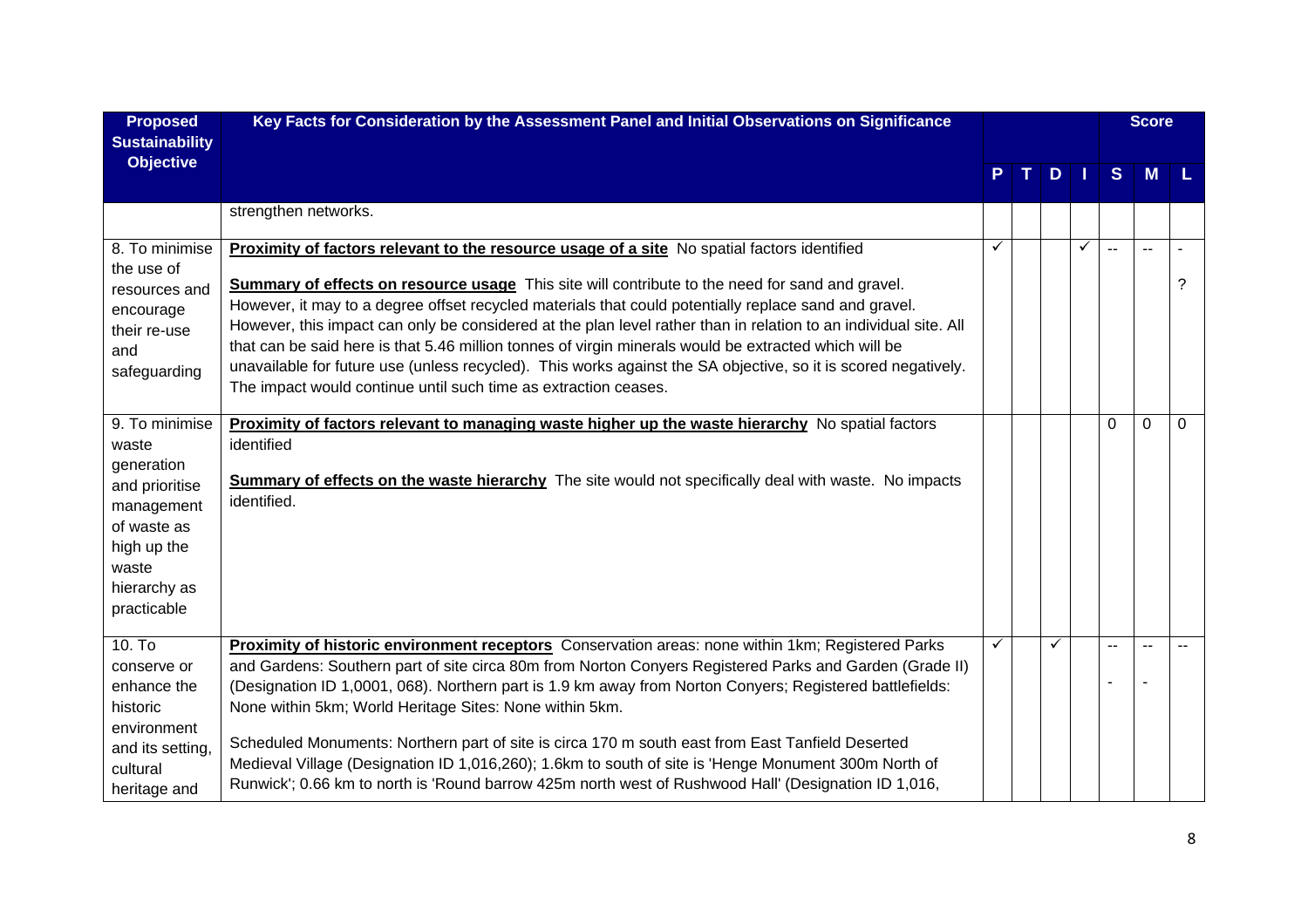| Proposed Sustainability Objective | Key Facts for Consideration by the Assessment Panel and Initial Observations on Significance | | | | | Score | | |
|---|---|---|---|---|---|---|---|---|
| | | P | T | D | I | S | M | L |
| | strengthen networks. | | | | | | | |
| 8. To minimise the use of resources and encourage their re-use and safeguarding | **Proximity of factors relevant to the resource usage of a site** No spatial factors identified<br><br>**Summary of effects on resource usage** This site will contribute to the need for sand and gravel. However, it may to a degree offset recycled materials that could potentially replace sand and gravel. However, this impact can only be considered at the plan level rather than in relation to an individual site. All that can be said here is that 5.46 million tonnes of virgin minerals would be extracted which will be unavailable for future use (unless recycled). This works against the SA objective, so it is scored negatively. The impact would continue until such time as extraction ceases. | ✓ | | | ✓ | -- | -- | - ? |
| 9. To minimise waste generation and prioritise management of waste as high up the waste hierarchy as practicable | **Proximity of factors relevant to managing waste higher up the waste hierarchy** No spatial factors identified<br><br>**Summary of effects on the waste hierarchy** The site would not specifically deal with waste. No impacts identified. | | | | | 0 | 0 | 0 |
| 10. To conserve or enhance the historic environment and its setting, cultural heritage and | **Proximity of historic environment receptors** Conservation areas: none within 1km; Registered Parks and Gardens: Southern part of site circa 80m from Norton Conyers Registered Parks and Garden (Grade II) (Designation ID 1,0001, 068). Northern part is 1.9 km away from Norton Conyers; Registered battlefields: None within 5km; World Heritage Sites: None within 5km.<br><br>Scheduled Monuments: Northern part of site is circa 170 m south east from East Tanfield Deserted Medieval Village (Designation ID 1,016,260); 1.6km to south of site is 'Henge Monument 300m North of Runwick'; 0.66 km to north is 'Round barrow 425m north west of Rushwood Hall' (Designation ID 1,016, | ✓ | | ✓ | | --- | --- | -- |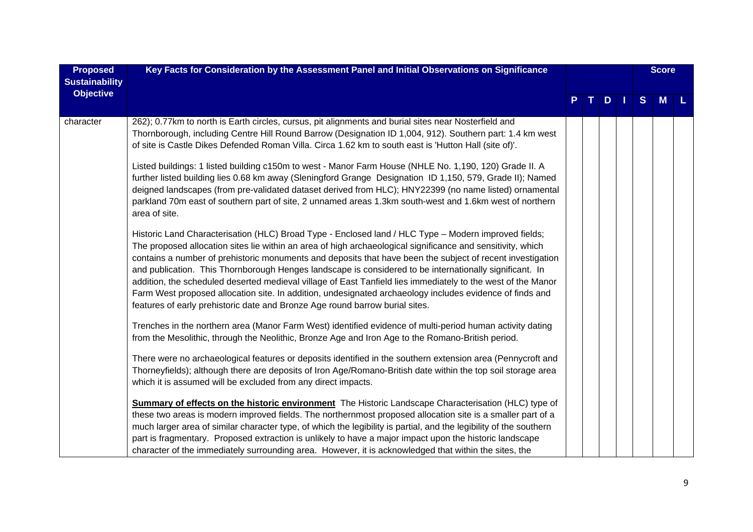| Proposed Sustainability Objective | Key Facts for Consideration by the Assessment Panel and Initial Observations on Significance | P | T | D | I | S | M | L |
|---|---|---|---|---|---|---|---|---|
| | | | | | | Score | | |
| character | 262); 0.77km to north is Earth circles, cursus, pit alignments and burial sites near Nosterfield and Thornborough, including Centre Hill Round Barrow (Designation ID 1,004, 912). Southern part: 1.4 km west of site is Castle Dikes Defended Roman Villa. Circa 1.62 km to south east is 'Hutton Hall (site of)'.<br><br>Listed buildings: 1 listed building c150m to west - Manor Farm House (NHLE No. 1,190, 120) Grade II. A further listed building lies 0.68 km away (Sleningford Grange Designation ID 1,150, 579, Grade II); Named deigned landscapes (from pre-validated dataset derived from HLC); HNY22399 (no name listed) ornamental parkland 70m east of southern part of site, 2 unnamed areas 1.3km south-west and 1.6km west of northern area of site.<br><br>Historic Land Characterisation (HLC) Broad Type - Enclosed land / HLC Type – Modern improved fields; The proposed allocation sites lie within an area of high archaeological significance and sensitivity, which contains a number of prehistoric monuments and deposits that have been the subject of recent investigation and publication. This Thornborough Henges landscape is considered to be internationally significant. In addition, the scheduled deserted medieval village of East Tanfield lies immediately to the west of the Manor Farm West proposed allocation site. In addition, undesignated archaeology includes evidence of finds and features of early prehistoric date and Bronze Age round barrow burial sites.<br><br>Trenches in the northern area (Manor Farm West) identified evidence of multi-period human activity dating from the Mesolithic, through the Neolithic, Bronze Age and Iron Age to the Romano-British period.<br><br>There were no archaeological features or deposits identified in the southern extension area (Pennycroft and Thorneyfields); although there are deposits of Iron Age/Romano-British date within the top soil storage area which it is assumed will be excluded from any direct impacts.<br><br>**Summary of effects on the historic environment** The Historic Landscape Characterisation (HLC) type of these two areas is modern improved fields. The northernmost proposed allocation site is a smaller part of a much larger area of similar character type, of which the legibility is partial, and the legibility of the southern part is fragmentary. Proposed extraction is unlikely to have a major impact upon the historic landscape character of the immediately surrounding area. However, it is acknowledged that within the sites, the | | | | | | | |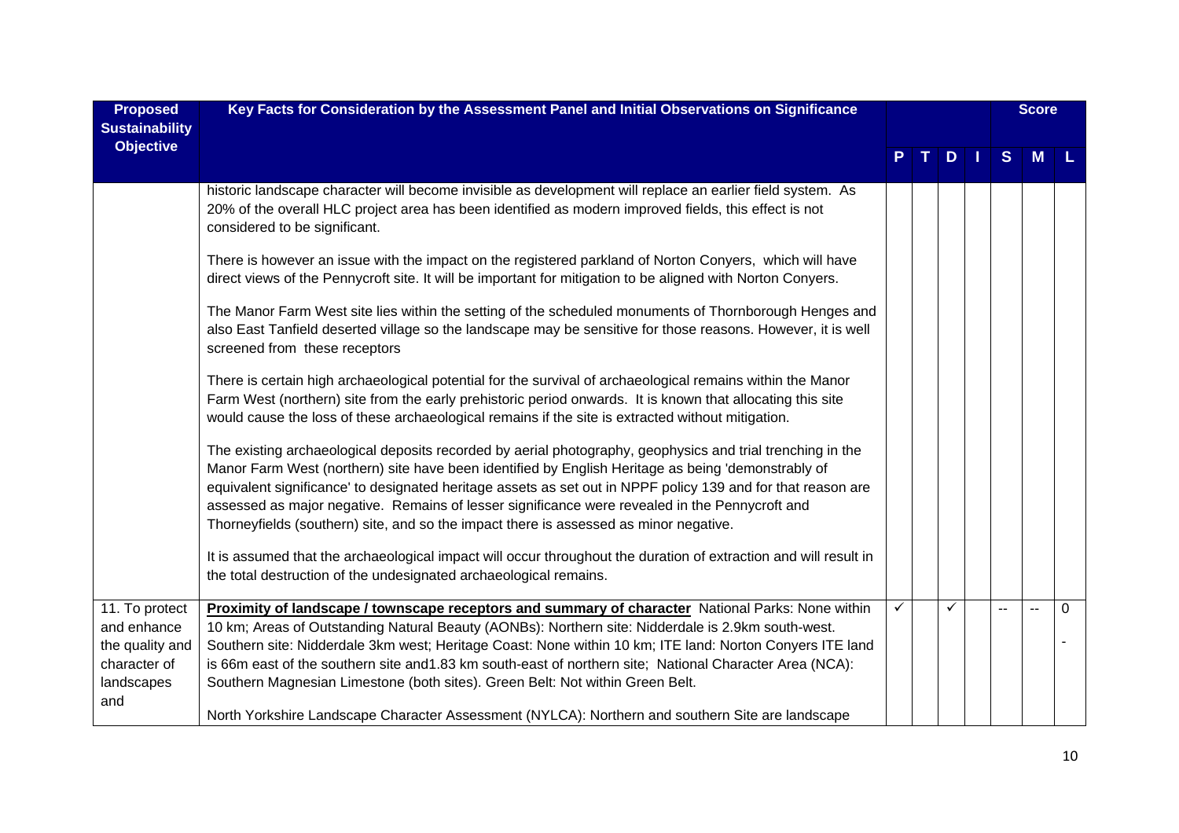| Proposed Sustainability Objective | Key Facts for Consideration by the Assessment Panel and Initial Observations on Significance | P | T | D | I | S | M | L |
|---|---|---|---|---|---|---|---|---|
| | historic landscape character will become invisible as development will replace an earlier field system. As 20% of the overall HLC project area has been identified as modern improved fields, this effect is not considered to be significant.<br><br>There is however an issue with the impact on the registered parkland of Norton Conyers, which will have direct views of the Pennycroft site. It will be important for mitigation to be aligned with Norton Conyers.<br><br>The Manor Farm West site lies within the setting of the scheduled monuments of Thornborough Henges and also East Tanfield deserted village so the landscape may be sensitive for those reasons. However, it is well screened from these receptors<br><br>There is certain high archaeological potential for the survival of archaeological remains within the Manor Farm West (northern) site from the early prehistoric period onwards. It is known that allocating this site would cause the loss of these archaeological remains if the site is extracted without mitigation.<br><br>The existing archaeological deposits recorded by aerial photography, geophysics and trial trenching in the Manor Farm West (northern) site have been identified by English Heritage as being 'demonstrably of equivalent significance' to designated heritage assets as set out in NPPF policy 139 and for that reason are assessed as major negative. Remains of lesser significance were revealed in the Pennycroft and Thorneyfields (southern) site, and so the impact there is assessed as minor negative.<br><br>It is assumed that the archaeological impact will occur throughout the duration of extraction and will result in the total destruction of the undesignated archaeological remains. | | | | | | | |
| 11. To protect and enhance the quality and character of landscapes and | **Proximity of landscape / townscape receptors and summary of character** National Parks: None within 10 km; Areas of Outstanding Natural Beauty (AONBs): Northern site: Nidderdale is 2.9km south-west. Southern site: Nidderdale 3km west; Heritage Coast: None within 10 km; ITE land: Norton Conyers ITE land is 66m east of the southern site and1.83 km south-east of northern site; National Character Area (NCA): Southern Magnesian Limestone (both sites). Green Belt: Not within Green Belt.<br><br>North Yorkshire Landscape Character Assessment (NYLCA): Northern and southern Site are landscape | ✓ | | ✓ | | -- | -- | 0<br><br>- |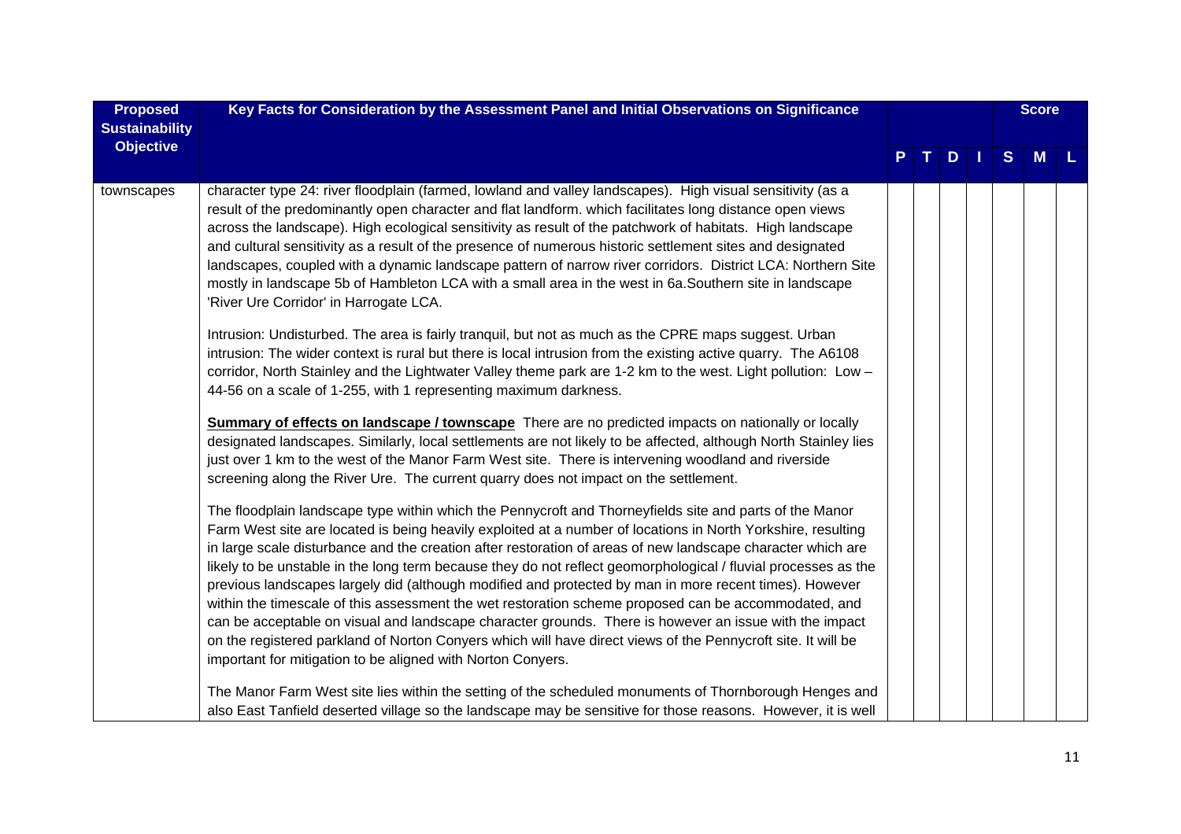| Proposed Sustainability Objective | Key Facts for Consideration by the Assessment Panel and Initial Observations on Significance | P | T | D | I | S | M | L |
|---|---|---|---|---|---|---|---|---|
| townscapes | character type 24: river floodplain (farmed, lowland and valley landscapes). High visual sensitivity (as a result of the predominantly open character and flat landform. which facilitates long distance open views across the landscape). High ecological sensitivity as result of the patchwork of habitats. High landscape and cultural sensitivity as a result of the presence of numerous historic settlement sites and designated landscapes, coupled with a dynamic landscape pattern of narrow river corridors. District LCA: Northern Site mostly in landscape 5b of Hambleton LCA with a small area in the west in 6a.Southern site in landscape 'River Ure Corridor' in Harrogate LCA.<br><br>Intrusion: Undisturbed. The area is fairly tranquil, but not as much as the CPRE maps suggest. Urban intrusion: The wider context is rural but there is local intrusion from the existing active quarry. The A6108 corridor, North Stainley and the Lightwater Valley theme park are 1-2 km to the west. Light pollution: Low – 44-56 on a scale of 1-255, with 1 representing maximum darkness.<br><br>**Summary of effects on landscape / townscape** There are no predicted impacts on nationally or locally designated landscapes. Similarly, local settlements are not likely to be affected, although North Stainley lies just over 1 km to the west of the Manor Farm West site. There is intervening woodland and riverside screening along the River Ure. The current quarry does not impact on the settlement.<br><br>The floodplain landscape type within which the Pennycroft and Thorneyfields site and parts of the Manor Farm West site are located is being heavily exploited at a number of locations in North Yorkshire, resulting in large scale disturbance and the creation after restoration of areas of new landscape character which are likely to be unstable in the long term because they do not reflect geomorphological / fluvial processes as the previous landscapes largely did (although modified and protected by man in more recent times). However within the timescale of this assessment the wet restoration scheme proposed can be accommodated, and can be acceptable on visual and landscape character grounds. There is however an issue with the impact on the registered parkland of Norton Conyers which will have direct views of the Pennycroft site. It will be important for mitigation to be aligned with Norton Conyers.<br><br>The Manor Farm West site lies within the setting of the scheduled monuments of Thornborough Henges and also East Tanfield deserted village so the landscape may be sensitive for those reasons. However, it is well | | | | | | | |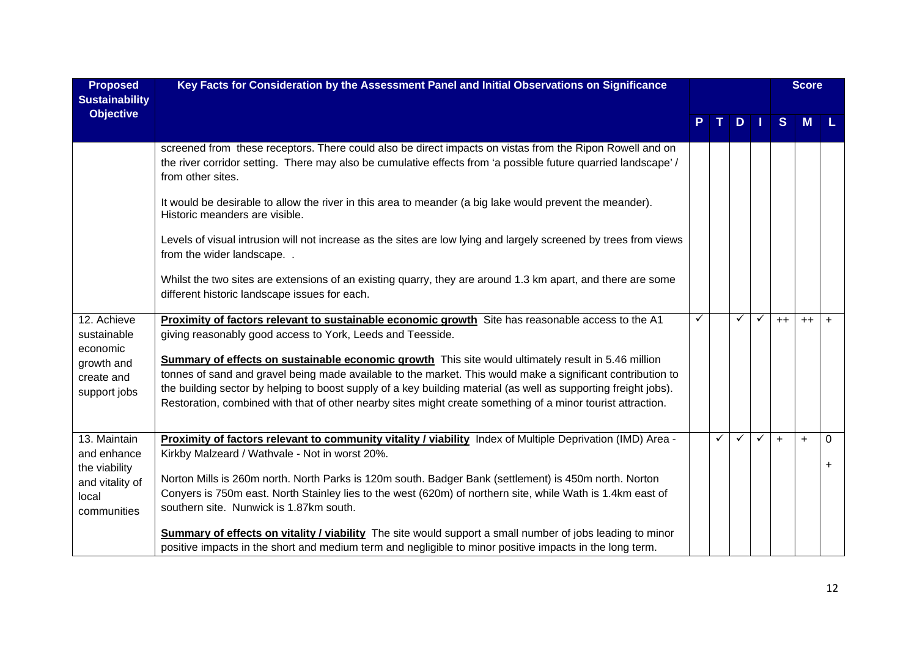| Proposed Sustainability Objective | Key Facts for Consideration by the Assessment Panel and Initial Observations on Significance | P | T | D | I | S | M | L |
|---|---|---|---|---|---|---|---|---|
| | screened from these receptors. There could also be direct impacts on vistas from the Ripon Rowell and on the river corridor setting. There may also be cumulative effects from 'a possible future quarried landscape' / from other sites.<br><br>It would be desirable to allow the river in this area to meander (a big lake would prevent the meander). Historic meanders are visible.<br><br>Levels of visual intrusion will not increase as the sites are low lying and largely screened by trees from views from the wider landscape. .<br><br>Whilst the two sites are extensions of an existing quarry, they are around 1.3 km apart, and there are some different historic landscape issues for each. | | | | | | | |
| 12. Achieve sustainable economic growth and create and support jobs | **Proximity of factors relevant to sustainable economic growth** Site has reasonable access to the A1 giving reasonably good access to York, Leeds and Teesside.<br><br>**Summary of effects on sustainable economic growth** This site would ultimately result in 5.46 million tonnes of sand and gravel being made available to the market. This would make a significant contribution to the building sector by helping to boost supply of a key building material (as well as supporting freight jobs). Restoration, combined with that of other nearby sites might create something of a minor tourist attraction. | ✓ | | ✓ | ✓ | ++ | ++ | + |
| 13. Maintain and enhance the viability and vitality of local communities | **Proximity of factors relevant to community vitality / viability** Index of Multiple Deprivation (IMD) Area - Kirkby Malzeard / Wathvale - Not in worst 20%.<br><br>Norton Mills is 260m north. North Parks is 120m south. Badger Bank (settlement) is 450m north. Norton Conyers is 750m east. North Stainley lies to the west (620m) of northern site, while Wath is 1.4km east of southern site. Nunwick is 1.87km south.<br><br>**Summary of effects on vitality / viability** The site would support a small number of jobs leading to minor positive impacts in the short and medium term and negligible to minor positive impacts in the long term. | | ✓ | ✓ | ✓ | + | + | 0<br><br>+ |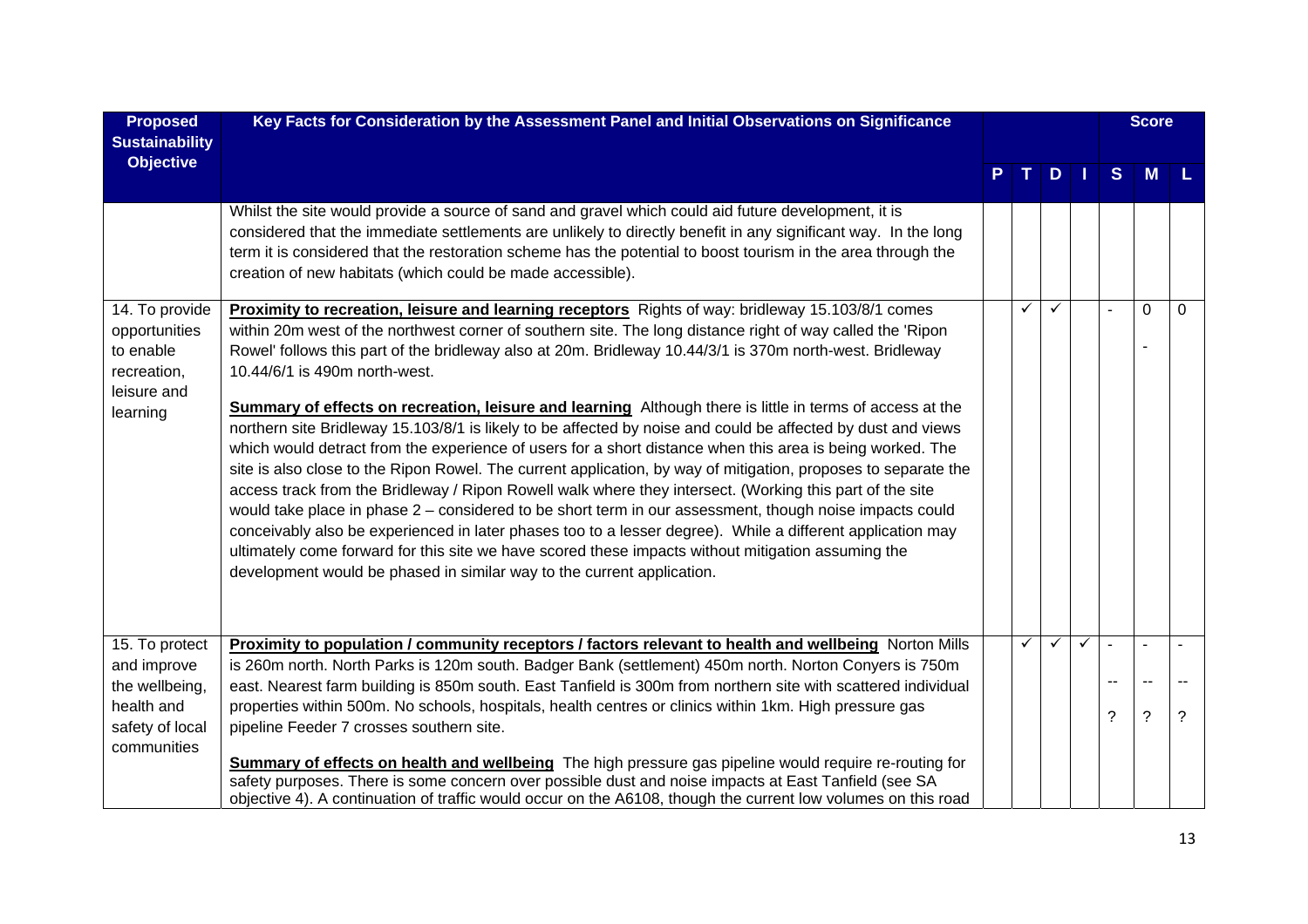| Proposed Sustainability Objective | Key Facts for Consideration by the Assessment Panel and Initial Observations on Significance | P | T | D | I | S | M | L |
|---|---|---|---|---|---|---|---|---|
| | Whilst the site would provide a source of sand and gravel which could aid future development, it is considered that the immediate settlements are unlikely to directly benefit in any significant way. In the long term it is considered that the restoration scheme has the potential to boost tourism in the area through the creation of new habitats (which could be made accessible). | | | | | | | |
| 14. To provide opportunities to enable recreation, leisure and learning | **Proximity to recreation, leisure and learning receptors** Rights of way: bridleway 15.103/8/1 comes within 20m west of the northwest corner of southern site. The long distance right of way called the 'Ripon Rowel' follows this part of the bridleway also at 20m. Bridleway 10.44/3/1 is 370m north-west. Bridleway 10.44/6/1 is 490m north-west.<br><br>**Summary of effects on recreation, leisure and learning** Although there is little in terms of access at the northern site Bridleway 15.103/8/1 is likely to be affected by noise and could be affected by dust and views which would detract from the experience of users for a short distance when this area is being worked. The site is also close to the Ripon Rowel. The current application, by way of mitigation, proposes to separate the access track from the Bridleway / Ripon Rowell walk where they intersect. (Working this part of the site would take place in phase 2 – considered to be short term in our assessment, though noise impacts could conceivably also be experienced in later phases too to a lesser degree). While a different application may ultimately come forward for this site we have scored these impacts without mitigation assuming the development would be phased in similar way to the current application. | | ✓ | ✓ | | - | 0<br>- | 0 |
| 15. To protect and improve the wellbeing, health and safety of local communities | **Proximity to population / community receptors / factors relevant to health and wellbeing** Norton Mills is 260m north. North Parks is 120m south. Badger Bank (settlement) 450m north. Norton Conyers is 750m east. Nearest farm building is 850m south. East Tanfield is 300m from northern site with scattered individual properties within 500m. No schools, hospitals, health centres or clinics within 1km. High pressure gas pipeline Feeder 7 crosses southern site.<br><br>**Summary of effects on health and wellbeing** The high pressure gas pipeline would require re-routing for safety purposes. There is some concern over possible dust and noise impacts at East Tanfield (see SA objective 4). A continuation of traffic would occur on the A6108, though the current low volumes on this road | | ✓ | ✓ | ✓ | -<br>--<br>? | -<br>--<br>? | -<br>--<br>? |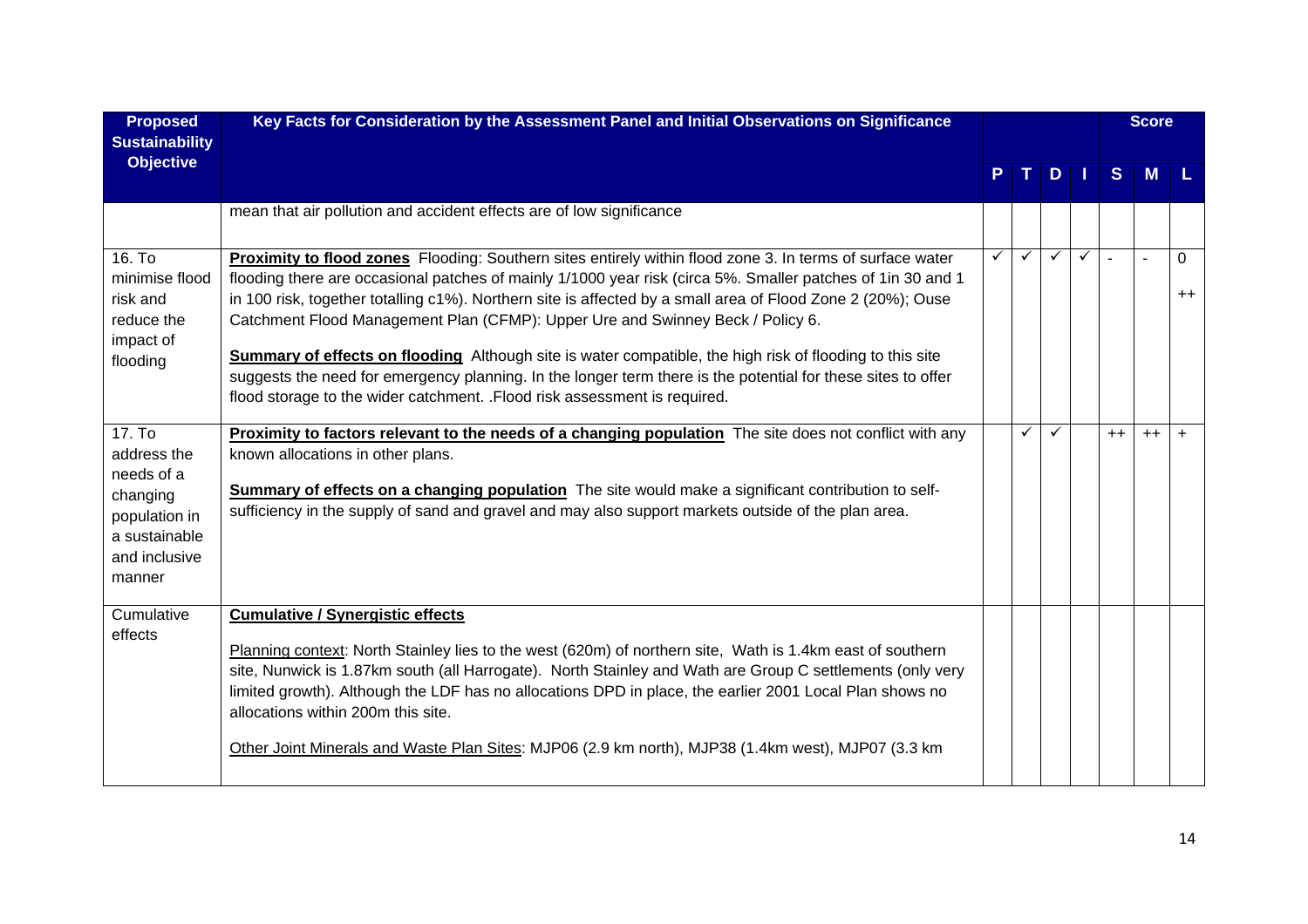| Proposed Sustainability Objective | Key Facts for Consideration by the Assessment Panel and Initial Observations on Significance | P | T | D | I | S | M | L |
|---|---|---|---|---|---|---|---|---|
| | | | | | | Score | | |
| | mean that air pollution and accident effects are of low significance | | | | | | | |
| 16. To minimise flood risk and reduce the impact of flooding | **Proximity to flood zones** Flooding: Southern sites entirely within flood zone 3. In terms of surface water flooding there are occasional patches of mainly 1/1000 year risk (circa 5%. Smaller patches of 1in 30 and 1 in 100 risk, together totalling c1%). Northern site is affected by a small area of Flood Zone 2 (20%); Ouse Catchment Flood Management Plan (CFMP): Upper Ure and Swinney Beck / Policy 6.<br><br>**Summary of effects on flooding** Although site is water compatible, the high risk of flooding to this site suggests the need for emergency planning. In the longer term there is the potential for these sites to offer flood storage to the wider catchment. .Flood risk assessment is required. | ✓ | ✓ | ✓ | ✓ | - | - | 0<br><br>++ |
| 17. To address the needs of a changing population in a sustainable and inclusive manner | **Proximity to factors relevant to the needs of a changing population** The site does not conflict with any known allocations in other plans.<br><br>**Summary of effects on a changing population** The site would make a significant contribution to self-sufficiency in the supply of sand and gravel and may also support markets outside of the plan area. | | ✓ | ✓ | | ++ | ++ | + |
| Cumulative effects | **Cumulative / Synergistic effects**<br><br>Planning context: North Stainley lies to the west (620m) of northern site, Wath is 1.4km east of southern site, Nunwick is 1.87km south (all Harrogate). North Stainley and Wath are Group C settlements (only very limited growth). Although the LDF has no allocations DPD in place, the earlier 2001 Local Plan shows no allocations within 200m this site.<br><br>Other Joint Minerals and Waste Plan Sites: MJP06 (2.9 km north), MJP38 (1.4km west), MJP07 (3.3 km | | | | | | | |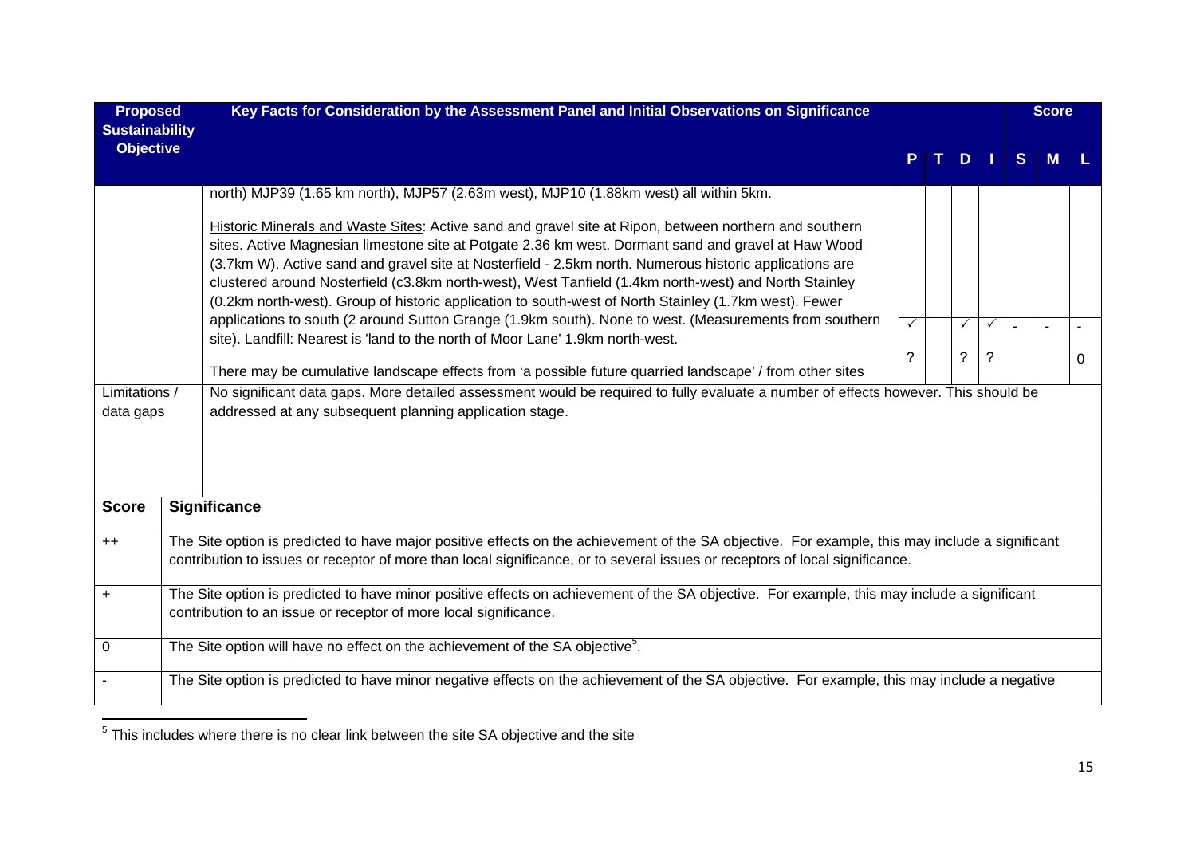| Proposed Sustainability Objective | Key Facts for Consideration by the Assessment Panel and Initial Observations on Significance | P | T | D | I | S | M | L |
|---|---|---|---|---|---|---|---|---|
| | north) MJP39 (1.65 km north), MJP57 (2.63m west), MJP10 (1.88km west) all within 5km.<br><br>Historic Minerals and Waste Sites: Active sand and gravel site at Ripon, between northern and southern sites. Active Magnesian limestone site at Potgate 2.36 km west. Dormant sand and gravel at Haw Wood (3.7km W). Active sand and gravel site at Nosterfield - 2.5km north. Numerous historic applications are clustered around Nosterfield (c3.8km north-west), West Tanfield (1.4km north-west) and North Stainley (0.2km north-west). Group of historic application to south-west of North Stainley (1.7km west). Fewer applications to south (2 around Sutton Grange (1.9km south). None to west. (Measurements from southern site). Landfill: Nearest is 'land to the north of Moor Lane' 1.9km north-west.<br><br>There may be cumulative landscape effects from 'a possible future quarried landscape' / from other sites | ✓<br>? | | ✓<br>? | ✓<br>? | - | - | -<br>0 |
| Limitations / data gaps | No significant data gaps. More detailed assessment would be required to fully evaluate a number of effects however. This should be addressed at any subsequent planning application stage. | | | | | | | |

| Score | Significance |
|---|---|
| ++ | The Site option is predicted to have major positive effects on the achievement of the SA objective. For example, this may include a significant contribution to issues or receptor of more than local significance, or to several issues or receptors of local significance. |
| + | The Site option is predicted to have minor positive effects on achievement of the SA objective. For example, this may include a significant contribution to an issue or receptor of more local significance. |
| 0 | The Site option will have no effect on the achievement of the SA objective[5]. |
| - | The Site option is predicted to have minor negative effects on the achievement of the SA objective. For example, this may include a negative |

[5] This includes where there is no clear link between the site SA objective and the site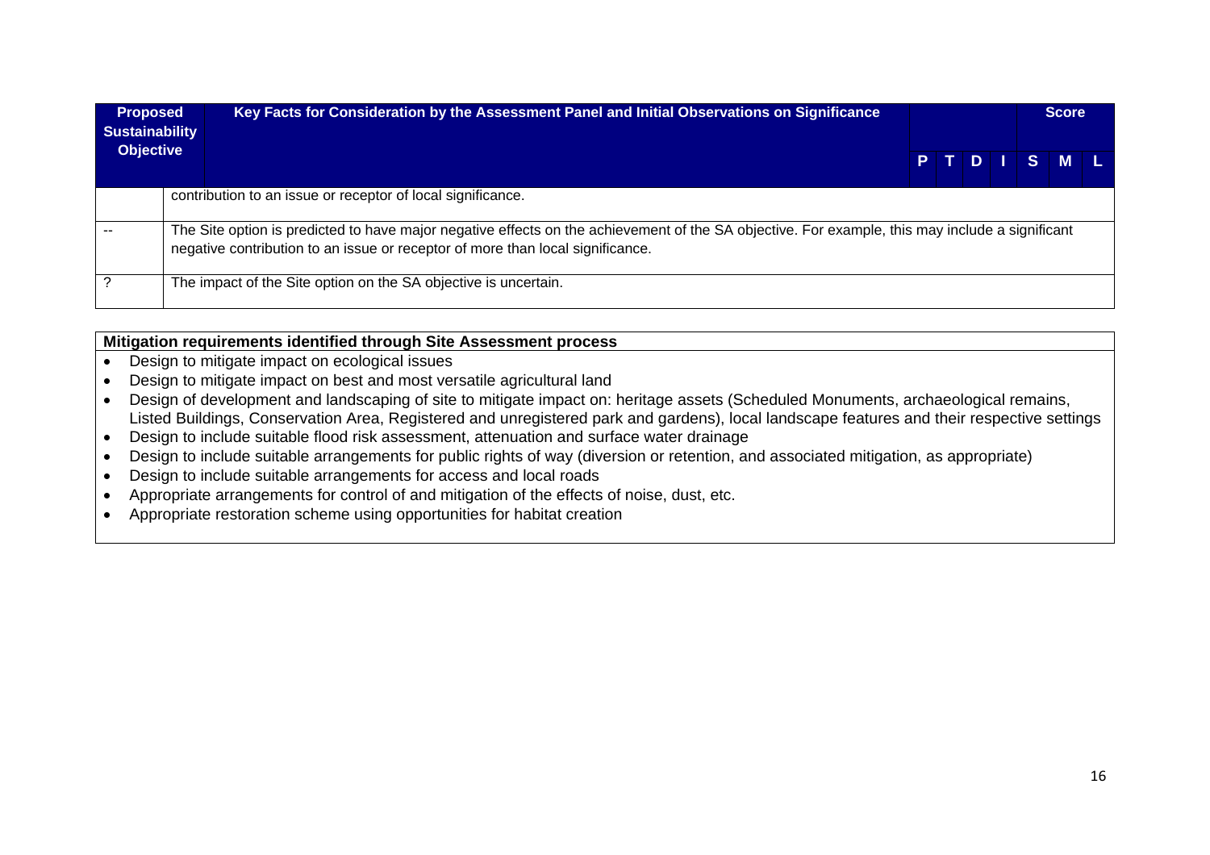| Proposed Sustainability Objective | Key Facts for Consideration by the Assessment Panel and Initial Observations on Significance | P | T | D | I | S | M | L |
|---|---|---|---|---|---|---|---|---|
| | | | | | | Score | | |
| | contribution to an issue or receptor of local significance. | | | | | | | |
| -- | The Site option is predicted to have major negative effects on the achievement of the SA objective. For example, this may include a significant negative contribution to an issue or receptor of more than local significance. | | | | | | | |
| ? | The impact of the Site option on the SA objective is uncertain. | | | | | | | |

**Mitigation requirements identified through Site Assessment process**

- Design to mitigate impact on ecological issues
- Design to mitigate impact on best and most versatile agricultural land
- Design of development and landscaping of site to mitigate impact on: heritage assets (Scheduled Monuments, archaeological remains, Listed Buildings, Conservation Area, Registered and unregistered park and gardens), local landscape features and their respective settings
- Design to include suitable flood risk assessment, attenuation and surface water drainage
- Design to include suitable arrangements for public rights of way (diversion or retention, and associated mitigation, as appropriate)
- Design to include suitable arrangements for access and local roads
- Appropriate arrangements for control of and mitigation of the effects of noise, dust, etc.
- Appropriate restoration scheme using opportunities for habitat creation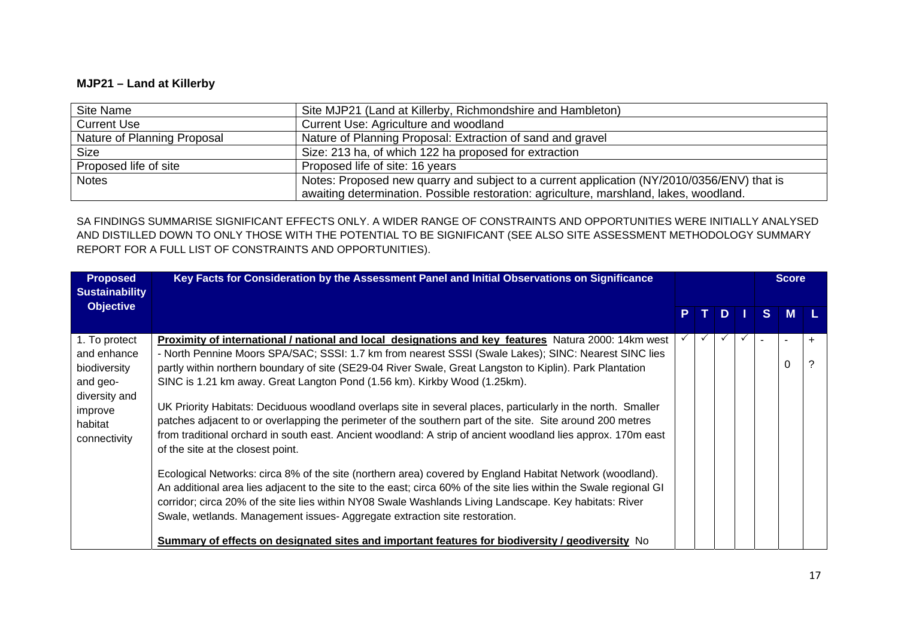**MJP21 – Land at Killerby**

| Site Name | Site MJP21 (Land at Killerby, Richmondshire and Hambleton) |
|---|---|
| Current Use | Current Use: Agriculture and woodland |
| Nature of Planning Proposal | Nature of Planning Proposal: Extraction of sand and gravel |
| Size | Size: 213 ha, of which 122 ha proposed for extraction |
| Proposed life of site | Proposed life of site: 16 years |
| Notes | Notes: Proposed new quarry and subject to a current application (NY/2010/0356/ENV) that is awaiting determination. Possible restoration: agriculture, marshland, lakes, woodland. |

SA FINDINGS SUMMARISE SIGNIFICANT EFFECTS ONLY. A WIDER RANGE OF CONSTRAINTS AND OPPORTUNITIES WERE INITIALLY ANALYSED AND DISTILLED DOWN TO ONLY THOSE WITH THE POTENTIAL TO BE SIGNIFICANT (SEE ALSO SITE ASSESSMENT METHODOLOGY SUMMARY REPORT FOR A FULL LIST OF CONSTRAINTS AND OPPORTUNITIES).

| Proposed Sustainability Objective | Key Facts for Consideration by the Assessment Panel and Initial Observations on Significance | | | | | Score | | |
|---|---|---|---|---|---|---|---|---|
| | | P | T | D | I | S | M | L |
| 1. To protect and enhance biodiversity and geo-diversity and improve habitat connectivity | **Proximity of international / national and local designations and key features** Natura 2000: 14km west - North Pennine Moors SPA/SAC; SSSI: 1.7 km from nearest SSSI (Swale Lakes); SINC: Nearest SINC lies partly within northern boundary of site (SE29-04 River Swale, Great Langston to Kiplin). Park Plantation SINC is 1.21 km away. Great Langton Pond (1.56 km). Kirkby Wood (1.25km).<br><br>UK Priority Habitats: Deciduous woodland overlaps site in several places, particularly in the north. Smaller patches adjacent to or overlapping the perimeter of the southern part of the site. Site around 200 metres from traditional orchard in south east. Ancient woodland: A strip of ancient woodland lies approx. 170m east of the site at the closest point.<br><br>Ecological Networks: circa 8% of the site (northern area) covered by England Habitat Network (woodland). An additional area lies adjacent to the site to the east; circa 60% of the site lies within the Swale regional GI corridor; circa 20% of the site lies within NY08 Swale Washlands Living Landscape. Key habitats: River Swale, wetlands. Management issues- Aggregate extraction site restoration.<br><br>**Summary of effects on designated sites and important features for biodiversity / geodiversity** No | ✓ | ✓ | ✓ | ✓ | - | -<br>0 | +<br>? |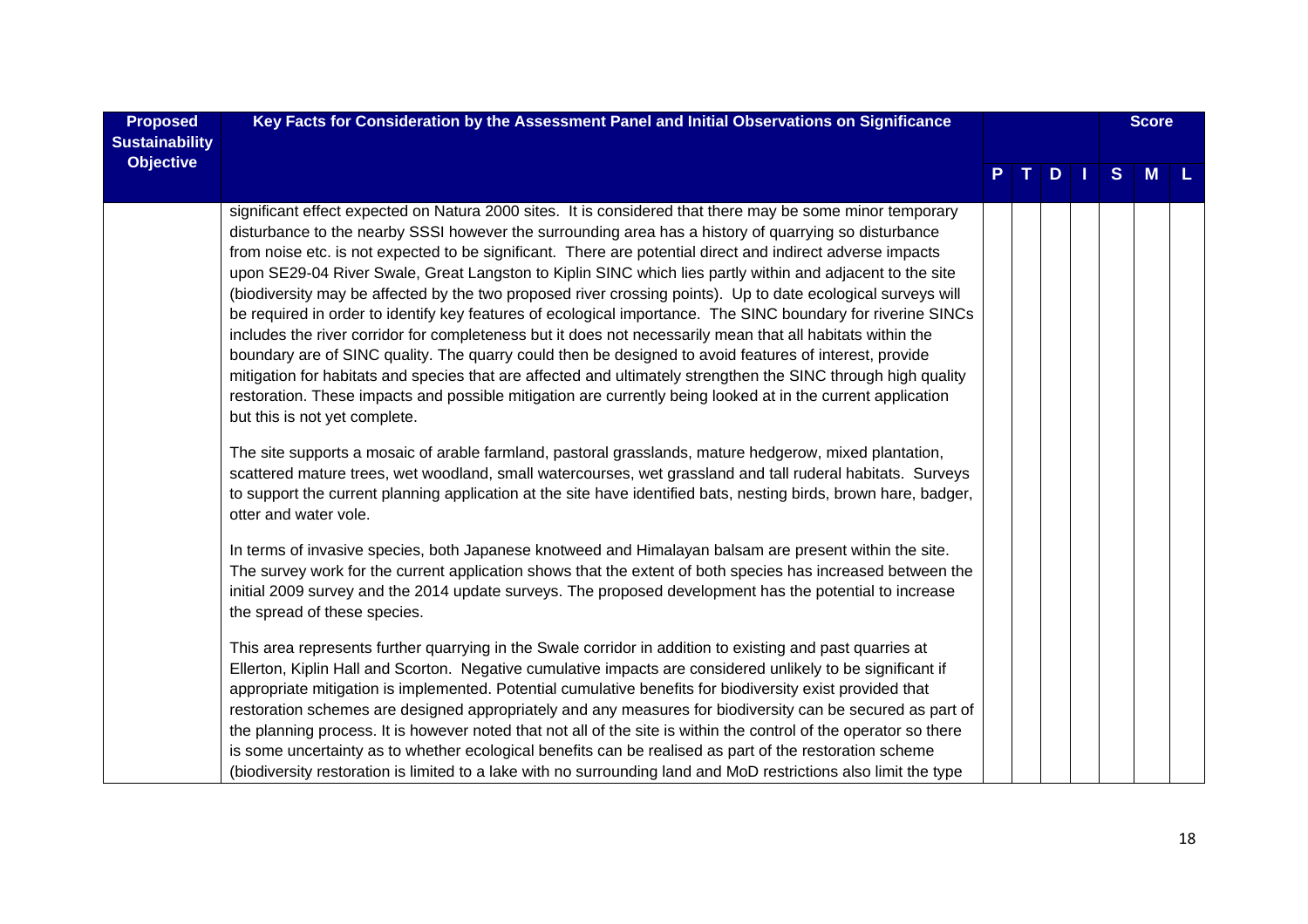| Proposed Sustainability Objective | Key Facts for Consideration by the Assessment Panel and Initial Observations on Significance | | | | | Score | | |
|---|---|---|---|---|---|---|---|---|
| | | P | T | D | I | S | M | L |
| | significant effect expected on Natura 2000 sites. It is considered that there may be some minor temporary disturbance to the nearby SSSI however the surrounding area has a history of quarrying so disturbance from noise etc. is not expected to be significant. There are potential direct and indirect adverse impacts upon SE29-04 River Swale, Great Langston to Kiplin SINC which lies partly within and adjacent to the site (biodiversity may be affected by the two proposed river crossing points). Up to date ecological surveys will be required in order to identify key features of ecological importance. The SINC boundary for riverine SINCs includes the river corridor for completeness but it does not necessarily mean that all habitats within the boundary are of SINC quality. The quarry could then be designed to avoid features of interest, provide mitigation for habitats and species that are affected and ultimately strengthen the SINC through high quality restoration. These impacts and possible mitigation are currently being looked at in the current application but this is not yet complete.<br><br>The site supports a mosaic of arable farmland, pastoral grasslands, mature hedgerow, mixed plantation, scattered mature trees, wet woodland, small watercourses, wet grassland and tall ruderal habitats. Surveys to support the current planning application at the site have identified bats, nesting birds, brown hare, badger, otter and water vole.<br><br>In terms of invasive species, both Japanese knotweed and Himalayan balsam are present within the site. The survey work for the current application shows that the extent of both species has increased between the initial 2009 survey and the 2014 update surveys. The proposed development has the potential to increase the spread of these species.<br><br>This area represents further quarrying in the Swale corridor in addition to existing and past quarries at Ellerton, Kiplin Hall and Scorton. Negative cumulative impacts are considered unlikely to be significant if appropriate mitigation is implemented. Potential cumulative benefits for biodiversity exist provided that restoration schemes are designed appropriately and any measures for biodiversity can be secured as part of the planning process. It is however noted that not all of the site is within the control of the operator so there is some uncertainty as to whether ecological benefits can be realised as part of the restoration scheme (biodiversity restoration is limited to a lake with no surrounding land and MoD restrictions also limit the type | | | | | | | |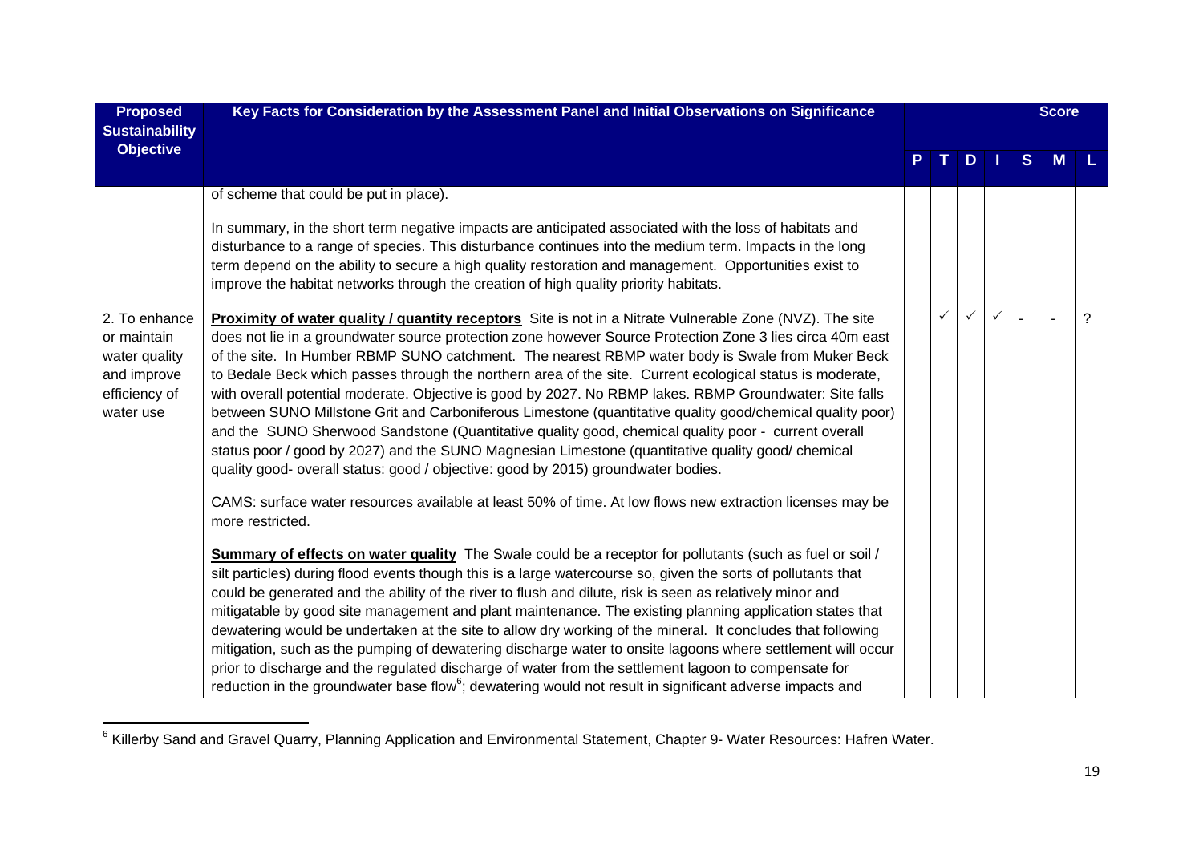| Proposed Sustainability Objective | Key Facts for Consideration by the Assessment Panel and Initial Observations on Significance | P | T | D | I | S | M | L |
|---|---|---|---|---|---|---|---|---|
| | of scheme that could be put in place).<br><br>In summary, in the short term negative impacts are anticipated associated with the loss of habitats and disturbance to a range of species. This disturbance continues into the medium term. Impacts in the long term depend on the ability to secure a high quality restoration and management. Opportunities exist to improve the habitat networks through the creation of high quality priority habitats. | | | | | | | |
| 2. To enhance or maintain water quality and improve efficiency of water use | **Proximity of water quality / quantity receptors** Site is not in a Nitrate Vulnerable Zone (NVZ). The site does not lie in a groundwater source protection zone however Source Protection Zone 3 lies circa 40m east of the site. In Humber RBMP SUNO catchment. The nearest RBMP water body is Swale from Muker Beck to Bedale Beck which passes through the northern area of the site. Current ecological status is moderate, with overall potential moderate. Objective is good by 2027. No RBMP lakes. RBMP Groundwater: Site falls between SUNO Millstone Grit and Carboniferous Limestone (quantitative quality good/chemical quality poor) and the SUNO Sherwood Sandstone (Quantitative quality good, chemical quality poor - current overall status poor / good by 2027) and the SUNO Magnesian Limestone (quantitative quality good/ chemical quality good- overall status: good / objective: good by 2015) groundwater bodies.<br><br>CAMS: surface water resources available at least 50% of time. At low flows new extraction licenses may be more restricted.<br><br>**Summary of effects on water quality** The Swale could be a receptor for pollutants (such as fuel or soil / silt particles) during flood events though this is a large watercourse so, given the sorts of pollutants that could be generated and the ability of the river to flush and dilute, risk is seen as relatively minor and mitigatable by good site management and plant maintenance. The existing planning application states that dewatering would be undertaken at the site to allow dry working of the mineral. It concludes that following mitigation, such as the pumping of dewatering discharge water to onsite lagoons where settlement will occur prior to discharge and the regulated discharge of water from the settlement lagoon to compensate for reduction in the groundwater base flow[6]; dewatering would not result in significant adverse impacts and | | ✓ | ✓ | ✓ | - | - | ? |

[6] Killerby Sand and Gravel Quarry, Planning Application and Environmental Statement, Chapter 9- Water Resources: Hafren Water.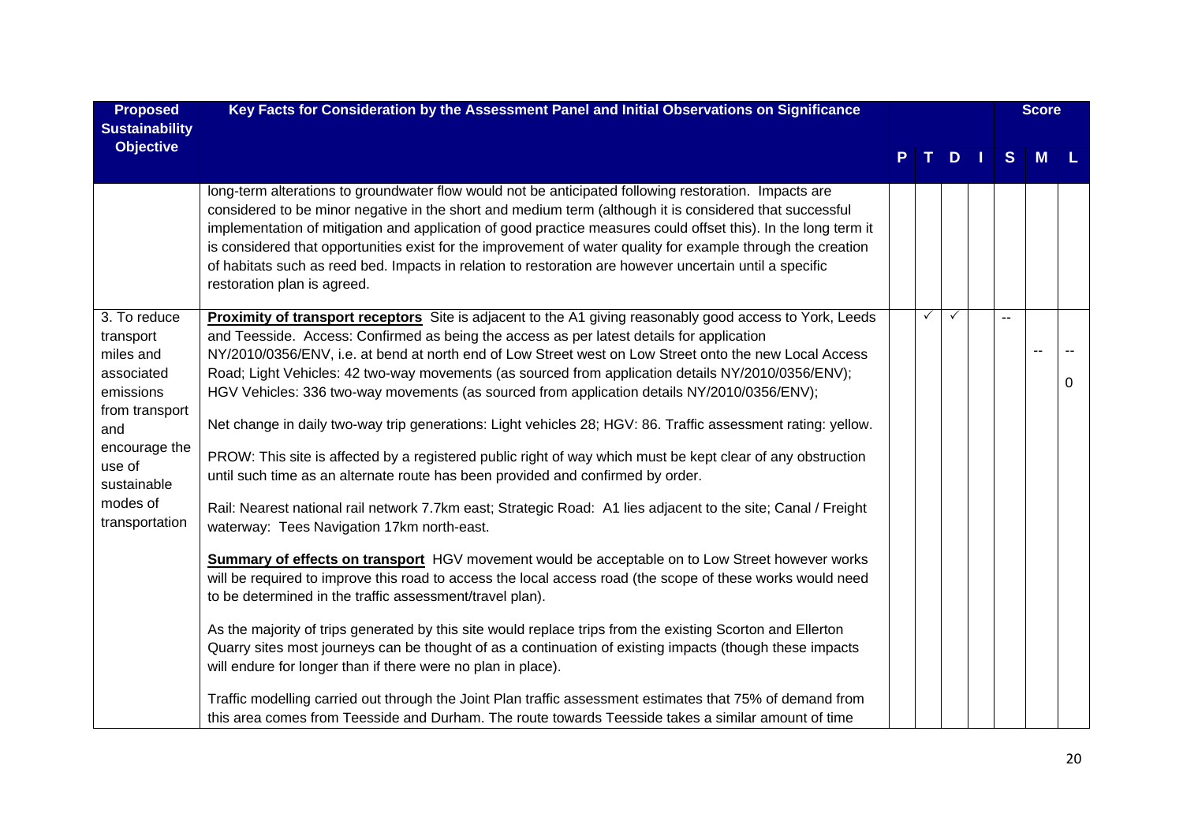| Proposed Sustainability Objective | Key Facts for Consideration by the Assessment Panel and Initial Observations on Significance | P | T | D | I | S | M | L |
|---|---|---|---|---|---|---|---|---|
| | | | | | | | **Score** | |
| | long-term alterations to groundwater flow would not be anticipated following restoration. Impacts are considered to be minor negative in the short and medium term (although it is considered that successful implementation of mitigation and application of good practice measures could offset this). In the long term it is considered that opportunities exist for the improvement of water quality for example through the creation of habitats such as reed bed. Impacts in relation to restoration are however uncertain until a specific restoration plan is agreed. | | | | | | | |
| 3. To reduce transport miles and associated emissions from transport and encourage the use of sustainable modes of transportation | **Proximity of transport receptors** Site is adjacent to the A1 giving reasonably good access to York, Leeds and Teesside. Access: Confirmed as being the access as per latest details for application NY/2010/0356/ENV, i.e. at bend at north end of Low Street west on Low Street onto the new Local Access Road; Light Vehicles: 42 two-way movements (as sourced from application details NY/2010/0356/ENV); HGV Vehicles: 336 two-way movements (as sourced from application details NY/2010/0356/ENV);<br><br>Net change in daily two-way trip generations: Light vehicles 28; HGV: 86. Traffic assessment rating: yellow.<br><br>PROW: This site is affected by a registered public right of way which must be kept clear of any obstruction until such time as an alternate route has been provided and confirmed by order.<br><br>Rail: Nearest national rail network 7.7km east; Strategic Road: A1 lies adjacent to the site; Canal / Freight waterway: Tees Navigation 17km north-east.<br><br>**Summary of effects on transport** HGV movement would be acceptable on to Low Street however works will be required to improve this road to access the local access road (the scope of these works would need to be determined in the traffic assessment/travel plan).<br><br>As the majority of trips generated by this site would replace trips from the existing Scorton and Ellerton Quarry sites most journeys can be thought of as a continuation of existing impacts (though these impacts will endure for longer than if there were no plan in place).<br><br>Traffic modelling carried out through the Joint Plan traffic assessment estimates that 75% of demand from this area comes from Teesside and Durham. The route towards Teesside takes a similar amount of time | | ✓ | ✓ | | -- | -- | --<br>0 |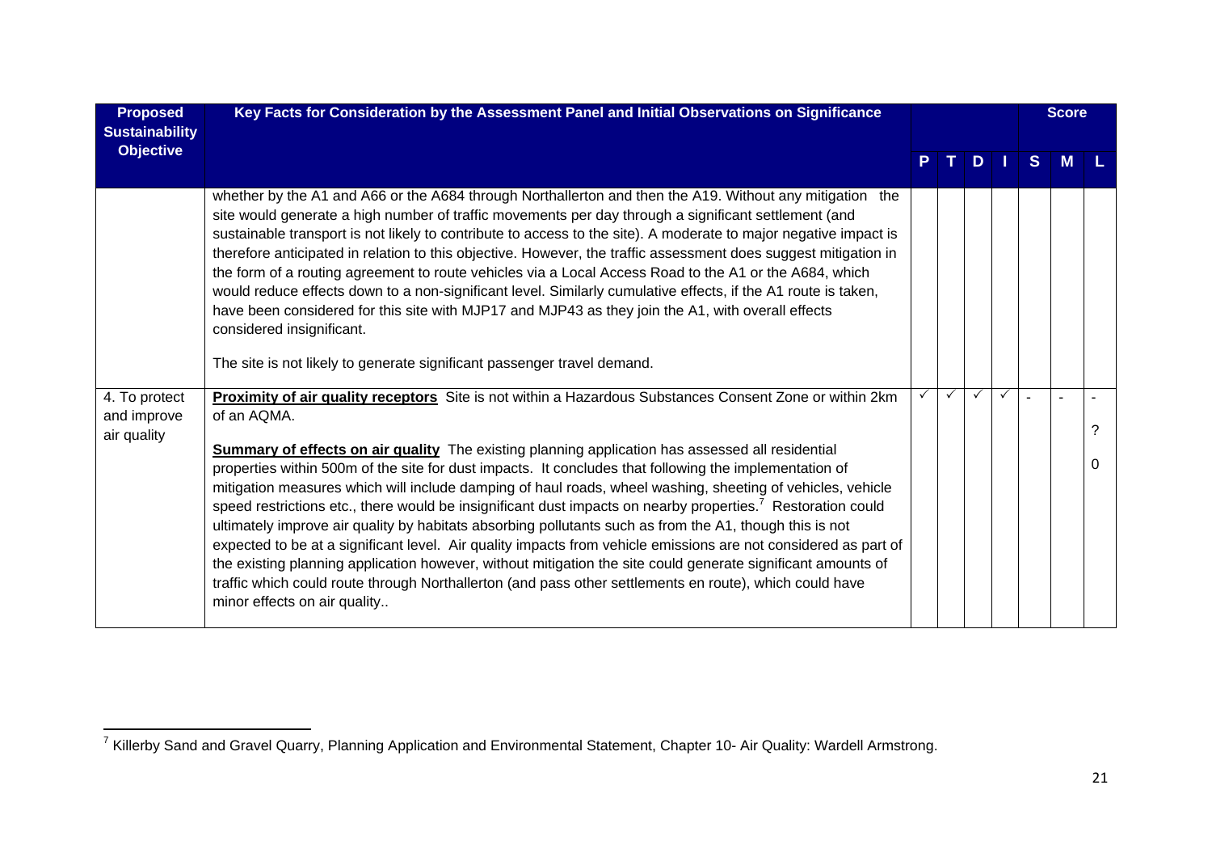| Proposed Sustainability Objective | Key Facts for Consideration by the Assessment Panel and Initial Observations on Significance | | | | | Score | | |
|---|---|---|---|---|---|---|---|---|
| | | P | T | D | I | S | M | L |
| | whether by the A1 and A66 or the A684 through Northallerton and then the A19. Without any mitigation the site would generate a high number of traffic movements per day through a significant settlement (and sustainable transport is not likely to contribute to access to the site). A moderate to major negative impact is therefore anticipated in relation to this objective. However, the traffic assessment does suggest mitigation in the form of a routing agreement to route vehicles via a Local Access Road to the A1 or the A684, which would reduce effects down to a non-significant level. Similarly cumulative effects, if the A1 route is taken, have been considered for this site with MJP17 and MJP43 as they join the A1, with overall effects considered insignificant.<br><br>The site is not likely to generate significant passenger travel demand. | | | | | | | |
| 4. To protect and improve air quality | **Proximity of air quality receptors** Site is not within a Hazardous Substances Consent Zone or within 2km of an AQMA.<br><br>**Summary of effects on air quality** The existing planning application has assessed all residential properties within 500m of the site for dust impacts. It concludes that following the implementation of mitigation measures which will include damping of haul roads, wheel washing, sheeting of vehicles, vehicle speed restrictions etc., there would be insignificant dust impacts on nearby properties.[7] Restoration could ultimately improve air quality by habitats absorbing pollutants such as from the A1, though this is not expected to be at a significant level. Air quality impacts from vehicle emissions are not considered as part of the existing planning application however, without mitigation the site could generate significant amounts of traffic which could route through Northallerton (and pass other settlements en route), which could have minor effects on air quality.. | ✓ | ✓ | ✓ | ✓ | - | - | -<br>?<br>0 |

[7] Killerby Sand and Gravel Quarry, Planning Application and Environmental Statement, Chapter 10- Air Quality: Wardell Armstrong.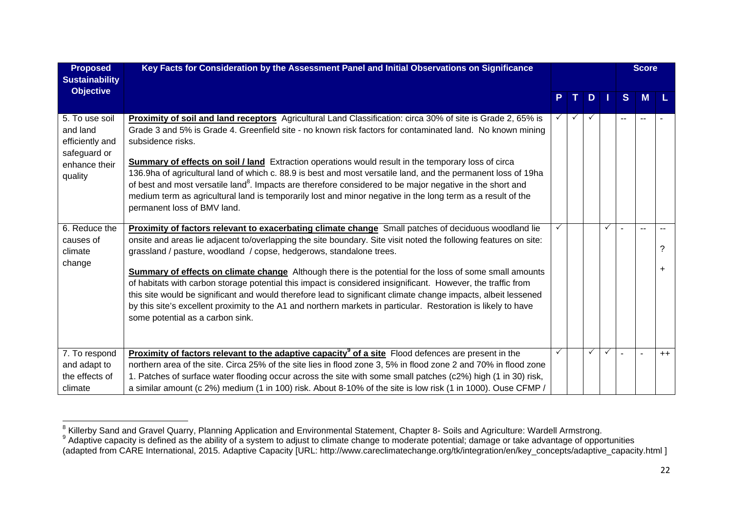| Proposed Sustainability Objective | Key Facts for Consideration by the Assessment Panel and Initial Observations on Significance | | | | | Score | | |
|---|---|---|---|---|---|---|---|---|
| | | P | T | D | I | S | M | L |
| 5. To use soil and land efficiently and safeguard or enhance their quality | **Proximity of soil and land receptors** Agricultural Land Classification: circa 30% of site is Grade 2, 65% is Grade 3 and 5% is Grade 4. Greenfield site - no known risk factors for contaminated land. No known mining subsidence risks.<br><br>**Summary of effects on soil / land** Extraction operations would result in the temporary loss of circa 136.9ha of agricultural land of which c. 88.9 is best and most versatile land, and the permanent loss of 19ha of best and most versatile land[8]. Impacts are therefore considered to be major negative in the short and medium term as agricultural land is temporarily lost and minor negative in the long term as a result of the permanent loss of BMV land. | ✓ | ✓ | ✓ | | -- | -- | - |
| 6. Reduce the causes of climate change | **Proximity of factors relevant to exacerbating climate change** Small patches of deciduous woodland lie onsite and areas lie adjacent to/overlapping the site boundary. Site visit noted the following features on site: grassland / pasture, woodland / copse, hedgerows, standalone trees.<br><br>**Summary of effects on climate change** Although there is the potential for the loss of some small amounts of habitats with carbon storage potential this impact is considered insignificant. However, the traffic from this site would be significant and would therefore lead to significant climate change impacts, albeit lessened by this site's excellent proximity to the A1 and northern markets in particular. Restoration is likely to have some potential as a carbon sink. | ✓ | | | ✓ | - | -- | --<br>?<br>+ |
| 7. To respond and adapt to the effects of climate | **Proximity of factors relevant to the adaptive capacity[9] of a site** Flood defences are present in the northern area of the site. Circa 25% of the site lies in flood zone 3, 5% in flood zone 2 and 70% in flood zone 1. Patches of surface water flooding occur across the site with some small patches (c2%) high (1 in 30) risk, a similar amount (c 2%) medium (1 in 100) risk. About 8-10% of the site is low risk (1 in 1000). Ouse CFMP / | ✓ | | ✓ | ✓ | - | - | ++ |

[8] Killerby Sand and Gravel Quarry, Planning Application and Environmental Statement, Chapter 8- Soils and Agriculture: Wardell Armstrong.

[9] Adaptive capacity is defined as the ability of a system to adjust to climate change to moderate potential; damage or take advantage of opportunities (adapted from CARE International, 2015. Adaptive Capacity [URL: http://www.careclimatechange.org/tk/integration/en/key_concepts/adaptive_capacity.html ]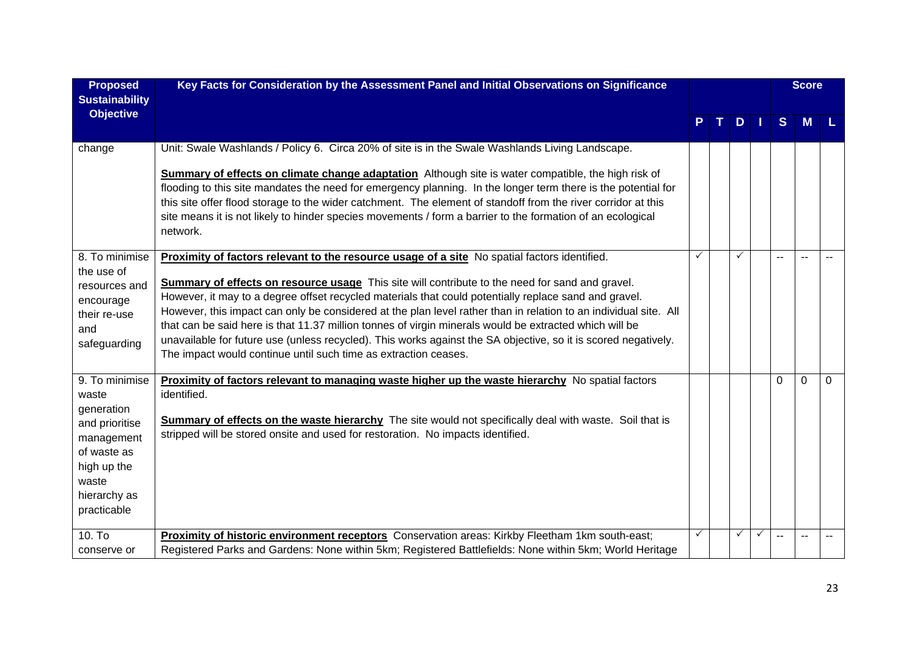| Proposed Sustainability Objective | Key Facts for Consideration by the Assessment Panel and Initial Observations on Significance | | | | | Score | | |
|---|---|---|---|---|---|---|---|---|
| | | P | T | D | I | S | M | L |
| change | Unit: Swale Washlands / Policy 6. Circa 20% of site is in the Swale Washlands Living Landscape.<br><br>**Summary of effects on climate change adaptation** Although site is water compatible, the high risk of flooding to this site mandates the need for emergency planning. In the longer term there is the potential for this site offer flood storage to the wider catchment. The element of standoff from the river corridor at this site means it is not likely to hinder species movements / form a barrier to the formation of an ecological network. | | | | | | | |
| 8. To minimise the use of resources and encourage their re-use and safeguarding | **Proximity of factors relevant to the resource usage of a site** No spatial factors identified.<br><br>**Summary of effects on resource usage** This site will contribute to the need for sand and gravel. However, it may to a degree offset recycled materials that could potentially replace sand and gravel. However, this impact can only be considered at the plan level rather than in relation to an individual site. All that can be said here is that 11.37 million tonnes of virgin minerals would be extracted which will be unavailable for future use (unless recycled). This works against the SA objective, so it is scored negatively. The impact would continue until such time as extraction ceases. | ✓ | | ✓ | | -- | -- | -- |
| 9. To minimise waste generation and prioritise management of waste as high up the waste hierarchy as practicable | **Proximity of factors relevant to managing waste higher up the waste hierarchy** No spatial factors identified.<br><br>**Summary of effects on the waste hierarchy** The site would not specifically deal with waste. Soil that is stripped will be stored onsite and used for restoration. No impacts identified. | | | | | 0 | 0 | 0 |
| 10. To conserve or | **Proximity of historic environment receptors** Conservation areas: Kirkby Fleetham 1km south-east; Registered Parks and Gardens: None within 5km; Registered Battlefields: None within 5km; World Heritage | ✓ | | ✓ | ✓ | -- | -- | -- |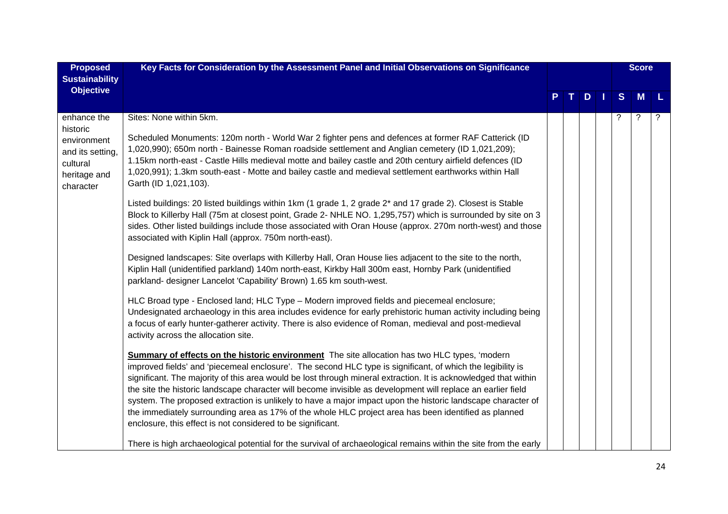| Proposed Sustainability Objective | Key Facts for Consideration by the Assessment Panel and Initial Observations on Significance | | | | | Score | | |
|---|---|---|---|---|---|---|---|---|
| | | P | T | D | I | S | M | L |
| enhance the historic environment and its setting, cultural heritage and character | Sites: None within 5km.<br><br>Scheduled Monuments: 120m north - World War 2 fighter pens and defences at former RAF Catterick (ID 1,020,990); 650m north - Bainesse Roman roadside settlement and Anglian cemetery (ID 1,021,209); 1.15km north-east - Castle Hills medieval motte and bailey castle and 20th century airfield defences (ID 1,020,991); 1.3km south-east - Motte and bailey castle and medieval settlement earthworks within Hall Garth (ID 1,021,103).<br><br>Listed buildings: 20 listed buildings within 1km (1 grade 1, 2 grade 2* and 17 grade 2). Closest is Stable Block to Killerby Hall (75m at closest point, Grade 2- NHLE NO. 1,295,757) which is surrounded by site on 3 sides. Other listed buildings include those associated with Oran House (approx. 270m north-west) and those associated with Kiplin Hall (approx. 750m north-east).<br><br>Designed landscapes: Site overlaps with Killerby Hall, Oran House lies adjacent to the site to the north, Kiplin Hall (unidentified parkland) 140m north-east, Kirkby Hall 300m east, Hornby Park (unidentified parkland- designer Lancelot 'Capability' Brown) 1.65 km south-west.<br><br>HLC Broad type - Enclosed land; HLC Type – Modern improved fields and piecemeal enclosure; Undesignated archaeology in this area includes evidence for early prehistoric human activity including being a focus of early hunter-gatherer activity. There is also evidence of Roman, medieval and post-medieval activity across the allocation site.<br><br>**Summary of effects on the historic environment** The site allocation has two HLC types, 'modern improved fields' and 'piecemeal enclosure'. The second HLC type is significant, of which the legibility is significant. The majority of this area would be lost through mineral extraction. It is acknowledged that within the site the historic landscape character will become invisible as development will replace an earlier field system. The proposed extraction is unlikely to have a major impact upon the historic landscape character of the immediately surrounding area as 17% of the whole HLC project area has been identified as planned enclosure, this effect is not considered to be significant.<br><br>There is high archaeological potential for the survival of archaeological remains within the site from the early | | | | | ? | ? | ? |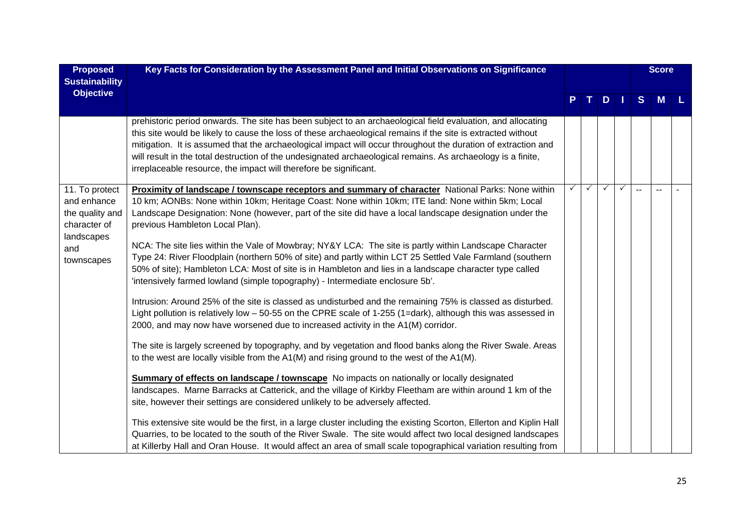| Proposed Sustainability Objective | Key Facts for Consideration by the Assessment Panel and Initial Observations on Significance | P | T | D | I | S | M | L |
|---|---|---|---|---|---|---|---|---|
| | prehistoric period onwards. The site has been subject to an archaeological field evaluation, and allocating this site would be likely to cause the loss of these archaeological remains if the site is extracted without mitigation. It is assumed that the archaeological impact will occur throughout the duration of extraction and will result in the total destruction of the undesignated archaeological remains. As archaeology is a finite, irreplaceable resource, the impact will therefore be significant. | | | | | | | |
| 11. To protect and enhance the quality and character of landscapes and townscapes | **<u>Proximity of landscape / townscape receptors and summary of character</u>** National Parks: None within 10 km; AONBs: None within 10km; Heritage Coast: None within 10km; ITE land: None within 5km; Local Landscape Designation: None (however, part of the site did have a local landscape designation under the previous Hambleton Local Plan).<br><br>NCA: The site lies within the Vale of Mowbray; NY&Y LCA: The site is partly within Landscape Character Type 24: River Floodplain (northern 50% of site) and partly within LCT 25 Settled Vale Farmland (southern 50% of site); Hambleton LCA: Most of site is in Hambleton and lies in a landscape character type called 'intensively farmed lowland (simple topography) - Intermediate enclosure 5b'.<br><br>Intrusion: Around 25% of the site is classed as undisturbed and the remaining 75% is classed as disturbed. Light pollution is relatively low – 50-55 on the CPRE scale of 1-255 (1=dark), although this was assessed in 2000, and may now have worsened due to increased activity in the A1(M) corridor.<br><br>The site is largely screened by topography, and by vegetation and flood banks along the River Swale. Areas to the west are locally visible from the A1(M) and rising ground to the west of the A1(M).<br><br>**<u>Summary of effects on landscape / townscape</u>** No impacts on nationally or locally designated landscapes. Marne Barracks at Catterick, and the village of Kirkby Fleetham are within around 1 km of the site, however their settings are considered unlikely to be adversely affected.<br><br>This extensive site would be the first, in a large cluster including the existing Scorton, Ellerton and Kiplin Hall Quarries, to be located to the south of the River Swale. The site would affect two local designed landscapes at Killerby Hall and Oran House. It would affect an area of small scale topographical variation resulting from | ✓ | ✓ | ✓ | ✓ | -- | -- | - |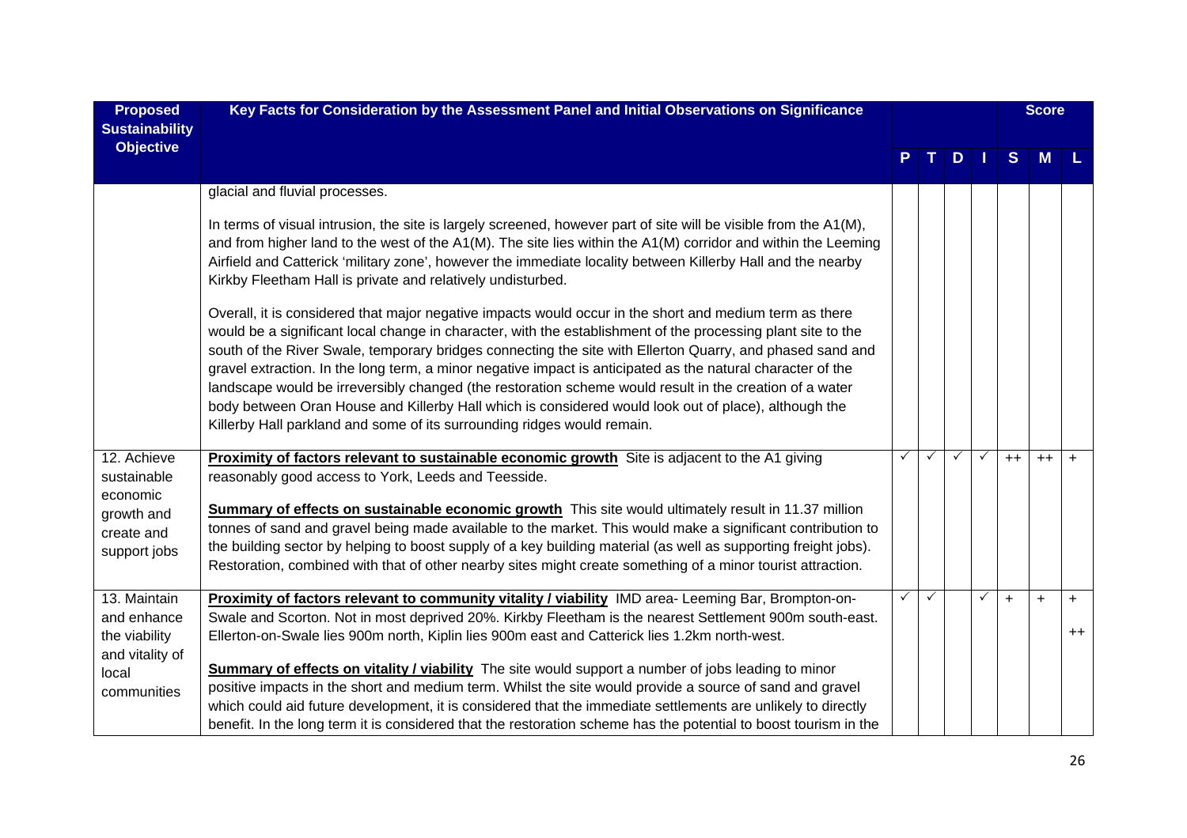| Proposed Sustainability Objective | Key Facts for Consideration by the Assessment Panel and Initial Observations on Significance | P | T | D | I | Score S | M | L |
|---|---|---|---|---|---|---|---|---|
| | glacial and fluvial processes.<br><br>In terms of visual intrusion, the site is largely screened, however part of site will be visible from the A1(M), and from higher land to the west of the A1(M). The site lies within the A1(M) corridor and within the Leeming Airfield and Catterick 'military zone', however the immediate locality between Killerby Hall and the nearby Kirkby Fleetham Hall is private and relatively undisturbed.<br><br>Overall, it is considered that major negative impacts would occur in the short and medium term as there would be a significant local change in character, with the establishment of the processing plant site to the south of the River Swale, temporary bridges connecting the site with Ellerton Quarry, and phased sand and gravel extraction. In the long term, a minor negative impact is anticipated as the natural character of the landscape would be irreversibly changed (the restoration scheme would result in the creation of a water body between Oran House and Killerby Hall which is considered would look out of place), although the Killerby Hall parkland and some of its surrounding ridges would remain. | | | | | | | |
| 12. Achieve sustainable economic growth and create and support jobs | **Proximity of factors relevant to sustainable economic growth** Site is adjacent to the A1 giving reasonably good access to York, Leeds and Teesside.<br><br>**Summary of effects on sustainable economic growth** This site would ultimately result in 11.37 million tonnes of sand and gravel being made available to the market. This would make a significant contribution to the building sector by helping to boost supply of a key building material (as well as supporting freight jobs). Restoration, combined with that of other nearby sites might create something of a minor tourist attraction. | ✓ | ✓ | ✓ | ✓ | ++ | ++ | + |
| 13. Maintain and enhance the viability and vitality of local communities | **Proximity of factors relevant to community vitality / viability** IMD area- Leeming Bar, Brompton-on-Swale and Scorton. Not in most deprived 20%. Kirkby Fleetham is the nearest Settlement 900m south-east. Ellerton-on-Swale lies 900m north, Kiplin lies 900m east and Catterick lies 1.2km north-west.<br><br>**Summary of effects on vitality / viability** The site would support a number of jobs leading to minor positive impacts in the short and medium term. Whilst the site would provide a source of sand and gravel which could aid future development, it is considered that the immediate settlements are unlikely to directly benefit. In the long term it is considered that the restoration scheme has the potential to boost tourism in the | ✓ | ✓ | | ✓ | + | + | +<br><br>++ |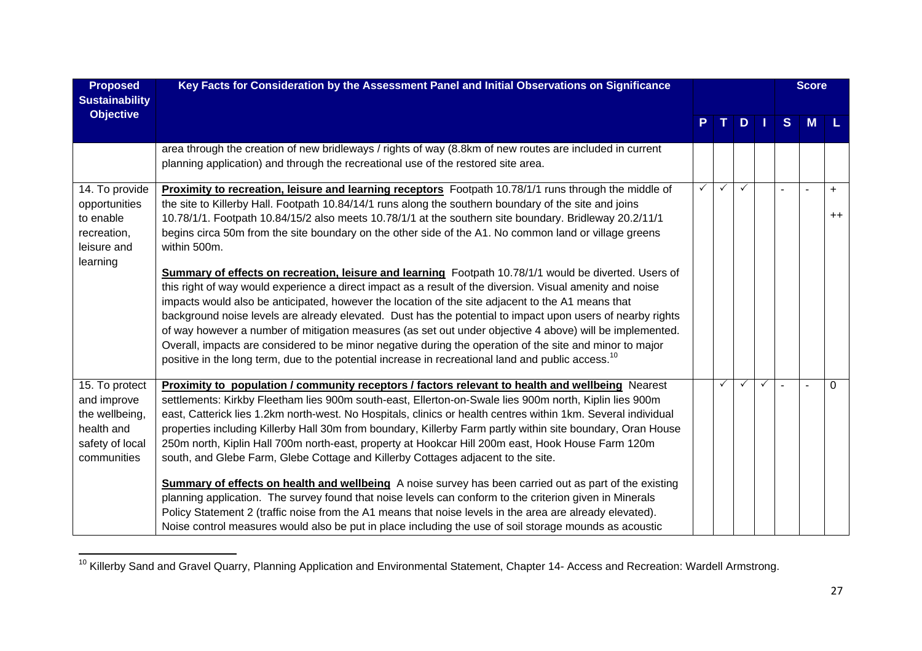| Proposed Sustainability Objective | Key Facts for Consideration by the Assessment Panel and Initial Observations on Significance | P | T | D | I | S | M | L |
|---|---|---|---|---|---|---|---|---|
| | area through the creation of new bridleways / rights of way (8.8km of new routes are included in current planning application) and through the recreational use of the restored site area. | | | | | | | |
| 14. To provide opportunities to enable recreation, leisure and learning | **Proximity to recreation, leisure and learning receptors** Footpath 10.78/1/1 runs through the middle of the site to Killerby Hall. Footpath 10.84/14/1 runs along the southern boundary of the site and joins 10.78/1/1. Footpath 10.84/15/2 also meets 10.78/1/1 at the southern site boundary. Bridleway 20.2/11/1 begins circa 50m from the site boundary on the other side of the A1. No common land or village greens within 500m.<br><br>**Summary of effects on recreation, leisure and learning** Footpath 10.78/1/1 would be diverted. Users of this right of way would experience a direct impact as a result of the diversion. Visual amenity and noise impacts would also be anticipated, however the location of the site adjacent to the A1 means that background noise levels are already elevated. Dust has the potential to impact upon users of nearby rights of way however a number of mitigation measures (as set out under objective 4 above) will be implemented. Overall, impacts are considered to be minor negative during the operation of the site and minor to major positive in the long term, due to the potential increase in recreational land and public access.[10] | ✓ | ✓ | ✓ | | - | - | +<br><br>++ |
| 15. To protect and improve the wellbeing, health and safety of local communities | **Proximity to population / community receptors / factors relevant to health and wellbeing** Nearest settlements: Kirkby Fleetham lies 900m south-east, Ellerton-on-Swale lies 900m north, Kiplin lies 900m east, Catterick lies 1.2km north-west. No Hospitals, clinics or health centres within 1km. Several individual properties including Killerby Hall 30m from boundary, Killerby Farm partly within site boundary, Oran House 250m north, Kiplin Hall 700m north-east, property at Hookcar Hill 200m east, Hook House Farm 120m south, and Glebe Farm, Glebe Cottage and Killerby Cottages adjacent to the site.<br><br>**Summary of effects on health and wellbeing** A noise survey has been carried out as part of the existing planning application. The survey found that noise levels can conform to the criterion given in Minerals Policy Statement 2 (traffic noise from the A1 means that noise levels in the area are already elevated). Noise control measures would also be put in place including the use of soil storage mounds as acoustic | | ✓ | ✓ | ✓ | - | - | 0 |

[10] Killerby Sand and Gravel Quarry, Planning Application and Environmental Statement, Chapter 14- Access and Recreation: Wardell Armstrong.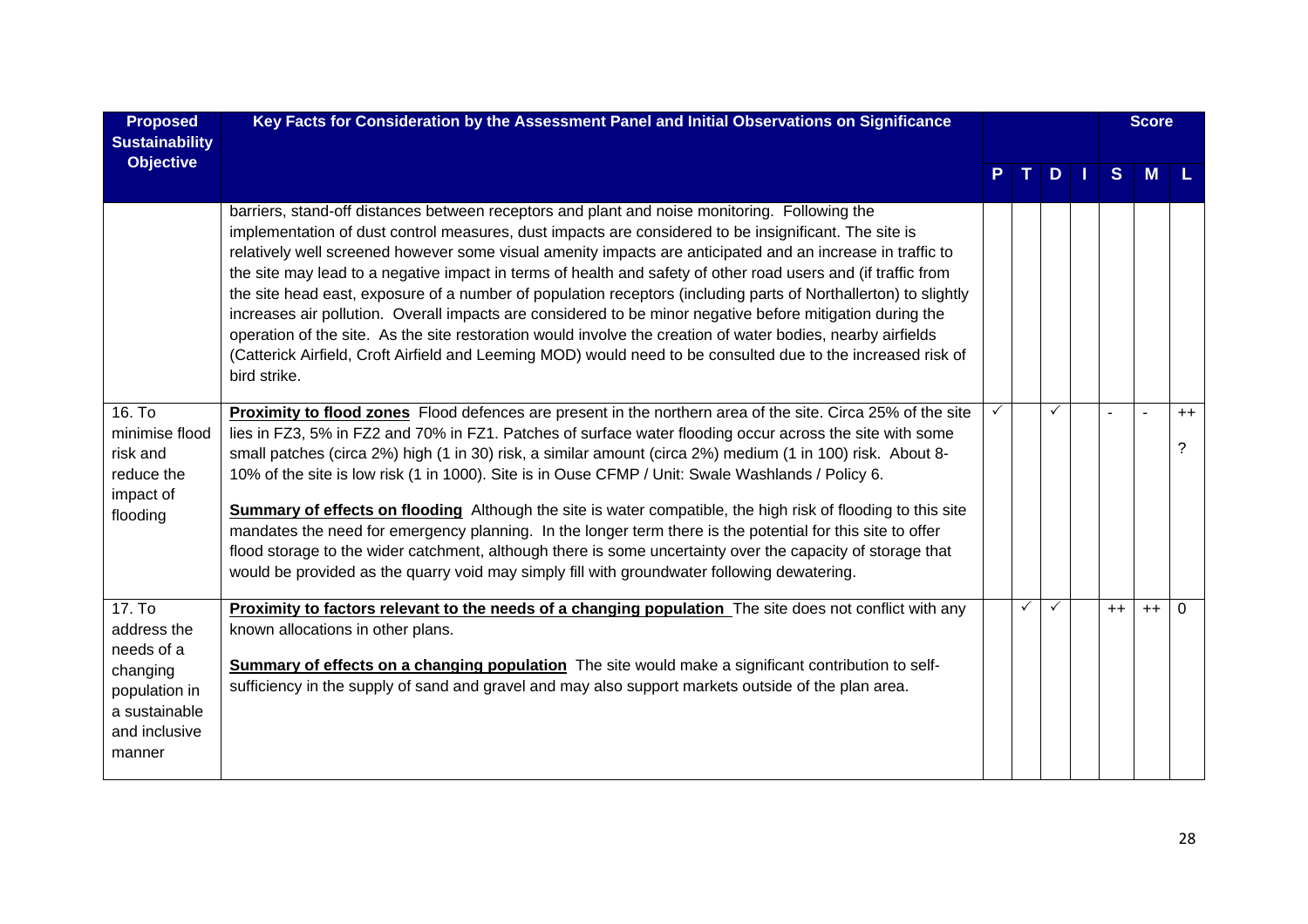| Proposed Sustainability Objective | Key Facts for Consideration by the Assessment Panel and Initial Observations on Significance | P | T | D | I | Score S | M | L |
|---|---|---|---|---|---|---|---|---|
| | barriers, stand-off distances between receptors and plant and noise monitoring. Following the implementation of dust control measures, dust impacts are considered to be insignificant. The site is relatively well screened however some visual amenity impacts are anticipated and an increase in traffic to the site may lead to a negative impact in terms of health and safety of other road users and (if traffic from the site head east, exposure of a number of population receptors (including parts of Northallerton) to slightly increases air pollution. Overall impacts are considered to be minor negative before mitigation during the operation of the site. As the site restoration would involve the creation of water bodies, nearby airfields (Catterick Airfield, Croft Airfield and Leeming MOD) would need to be consulted due to the increased risk of bird strike. | | | | | | | |
| 16. To minimise flood risk and reduce the impact of flooding | **Proximity to flood zones** Flood defences are present in the northern area of the site. Circa 25% of the site lies in FZ3, 5% in FZ2 and 70% in FZ1. Patches of surface water flooding occur across the site with some small patches (circa 2%) high (1 in 30) risk, a similar amount (circa 2%) medium (1 in 100) risk. About 8-10% of the site is low risk (1 in 1000). Site is in Ouse CFMP / Unit: Swale Washlands / Policy 6.<br><br>**Summary of effects on flooding** Although the site is water compatible, the high risk of flooding to this site mandates the need for emergency planning. In the longer term there is the potential for this site to offer flood storage to the wider catchment, although there is some uncertainty over the capacity of storage that would be provided as the quarry void may simply fill with groundwater following dewatering. | ✓ | | ✓ | | - | - | ++ ? |
| 17. To address the needs of a changing population in a sustainable and inclusive manner | **Proximity to factors relevant to the needs of a changing population** The site does not conflict with any known allocations in other plans.<br><br>**Summary of effects on a changing population** The site would make a significant contribution to self-sufficiency in the supply of sand and gravel and may also support markets outside of the plan area. | | ✓ | ✓ | | ++ | ++ | 0 |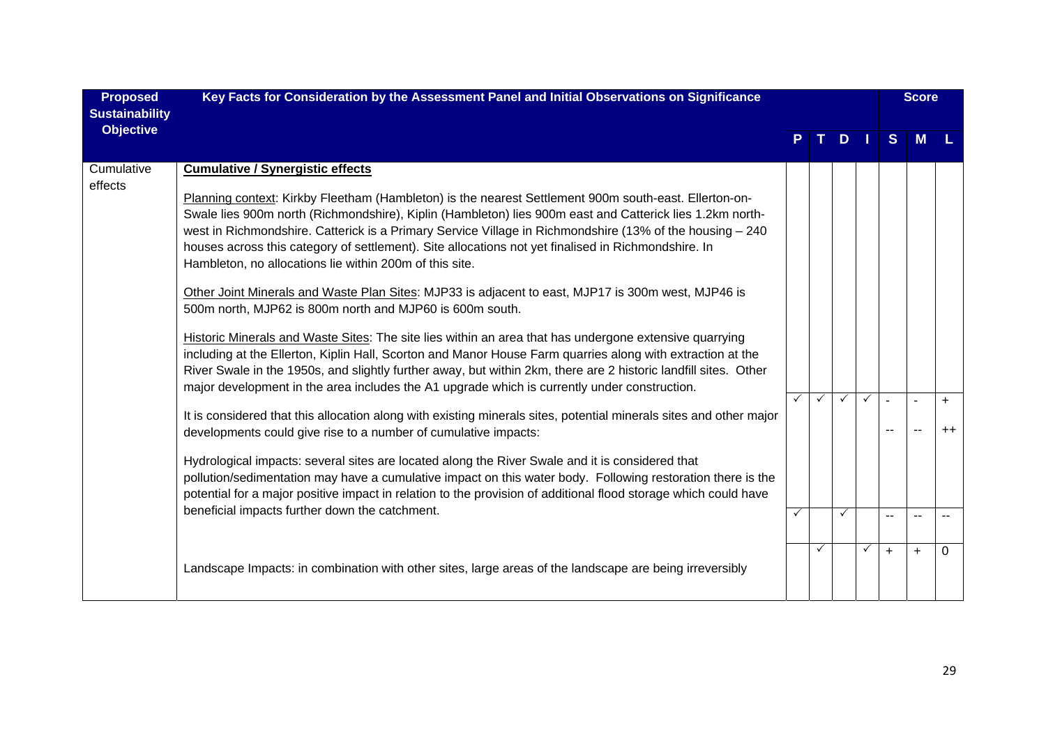| Proposed Sustainability Objective | Key Facts for Consideration by the Assessment Panel and Initial Observations on Significance | P | T | D | I | S | M | L |
|---|---|---|---|---|---|---|---|---|
| | | | | | | Score | | |
| Cumulative effects | **<u>Cumulative / Synergistic effects</u>**<br><br><u>Planning context</u>: Kirkby Fleetham (Hambleton) is the nearest Settlement 900m south-east. Ellerton-on-Swale lies 900m north (Richmondshire), Kiplin (Hambleton) lies 900m east and Catterick lies 1.2km north-west in Richmondshire. Catterick is a Primary Service Village in Richmondshire (13% of the housing – 240 houses across this category of settlement). Site allocations not yet finalised in Richmondshire. In Hambleton, no allocations lie within 200m of this site.<br><br><u>Other Joint Minerals and Waste Plan Sites</u>: MJP33 is adjacent to east, MJP17 is 300m west, MJP46 is 500m north, MJP62 is 800m north and MJP60 is 600m south.<br><br><u>Historic Minerals and Waste Sites</u>: The site lies within an area that has undergone extensive quarrying including at the Ellerton, Kiplin Hall, Scorton and Manor House Farm quarries along with extraction at the River Swale in the 1950s, and slightly further away, but within 2km, there are 2 historic landfill sites. Other major development in the area includes the A1 upgrade which is currently under construction.<br><br>It is considered that this allocation along with existing minerals sites, potential minerals sites and other major developments could give rise to a number of cumulative impacts:<br><br>Hydrological impacts: several sites are located along the River Swale and it is considered that pollution/sedimentation may have a cumulative impact on this water body. Following restoration there is the potential for a major positive impact in relation to the provision of additional flood storage which could have beneficial impacts further down the catchment. | ✓ | ✓ | ✓ | ✓ | -<br><br>-- | -<br><br>-- | +<br><br>++ |
| | Landscape Impacts: in combination with other sites, large areas of the landscape are being irreversibly | ✓ | | ✓ | | -- | -- | -- |
| | | | ✓ | | ✓ | + | + | 0 |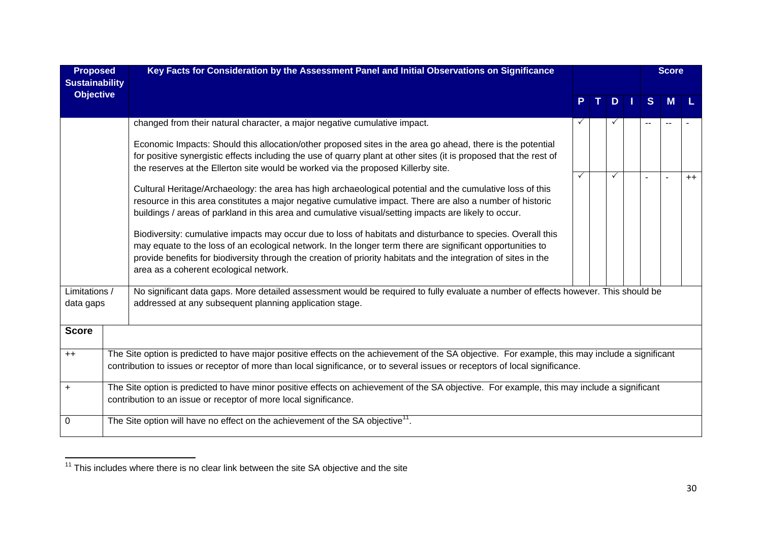| Proposed Sustainability Objective | Key Facts for Consideration by the Assessment Panel and Initial Observations on Significance | P | T | D | I | S | M | L |
|---|---|---|---|---|---|---|---|---|
| | changed from their natural character, a major negative cumulative impact. | ✓ | | ✓ | | -- | -- | - |
| | Economic Impacts: Should this allocation/other proposed sites in the area go ahead, there is the potential for positive synergistic effects including the use of quarry plant at other sites (it is proposed that the rest of the reserves at the Ellerton site would be worked via the proposed Killerby site.<br><br>Cultural Heritage/Archaeology: the area has high archaeological potential and the cumulative loss of this resource in this area constitutes a major negative cumulative impact. There are also a number of historic buildings / areas of parkland in this area and cumulative visual/setting impacts are likely to occur.<br><br>Biodiversity: cumulative impacts may occur due to loss of habitats and disturbance to species. Overall this may equate to the loss of an ecological network. In the longer term there are significant opportunities to provide benefits for biodiversity through the creation of priority habitats and the integration of sites in the area as a coherent ecological network. | ✓ | | ✓ | | - | - | ++ |
| Limitations / data gaps | No significant data gaps. More detailed assessment would be required to fully evaluate a number of effects however. This should be addressed at any subsequent planning application stage. | | | | | | | |

| Score | |
|---|---|
| ++ | The Site option is predicted to have major positive effects on the achievement of the SA objective. For example, this may include a significant contribution to issues or receptor of more than local significance, or to several issues or receptors of local significance. |
| + | The Site option is predicted to have minor positive effects on achievement of the SA objective. For example, this may include a significant contribution to an issue or receptor of more local significance. |
| 0 | The Site option will have no effect on the achievement of the SA objective[11]. |

[11] This includes where there is no clear link between the site SA objective and the site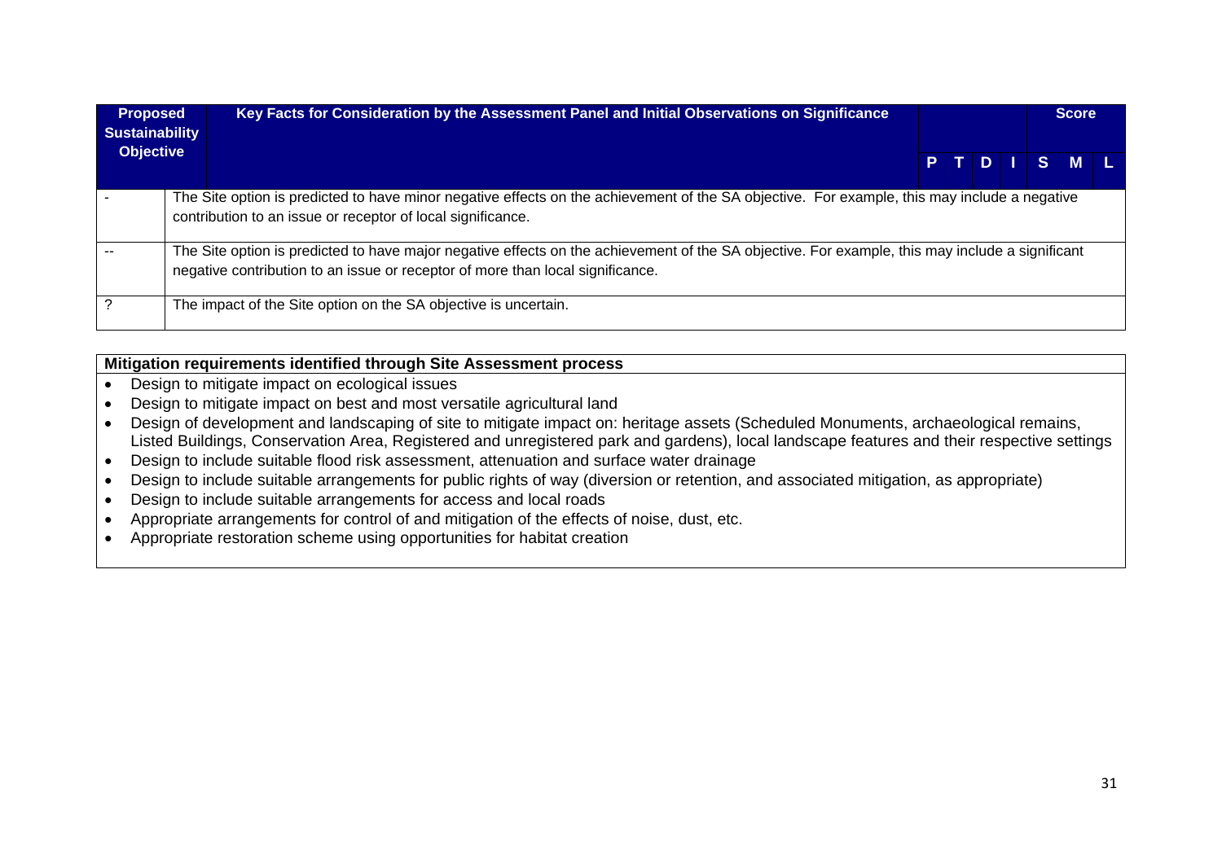| Proposed Sustainability Objective | Key Facts for Consideration by the Assessment Panel and Initial Observations on Significance | P | T | D | I | Score S | M | L |
|---|---|---|---|---|---|---|---|---|
| - | The Site option is predicted to have minor negative effects on the achievement of the SA objective. For example, this may include a negative contribution to an issue or receptor of local significance. | | | | | | | |
| -- | The Site option is predicted to have major negative effects on the achievement of the SA objective. For example, this may include a significant negative contribution to an issue or receptor of more than local significance. | | | | | | | |
| ? | The impact of the Site option on the SA objective is uncertain. | | | | | | | |

**Mitigation requirements identified through Site Assessment process**

- Design to mitigate impact on ecological issues
- Design to mitigate impact on best and most versatile agricultural land
- Design of development and landscaping of site to mitigate impact on: heritage assets (Scheduled Monuments, archaeological remains, Listed Buildings, Conservation Area, Registered and unregistered park and gardens), local landscape features and their respective settings
- Design to include suitable flood risk assessment, attenuation and surface water drainage
- Design to include suitable arrangements for public rights of way (diversion or retention, and associated mitigation, as appropriate)
- Design to include suitable arrangements for access and local roads
- Appropriate arrangements for control of and mitigation of the effects of noise, dust, etc.
- Appropriate restoration scheme using opportunities for habitat creation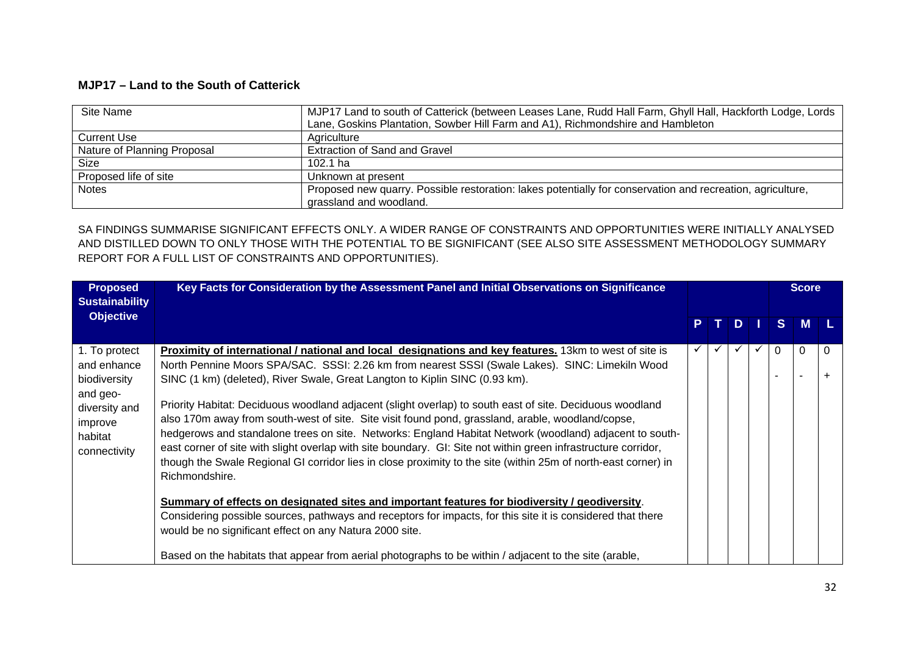## MJP17 – Land to the South of Catterick

| Site Name | MJP17 Land to south of Catterick (between Leases Lane, Rudd Hall Farm, Ghyll Hall, Hackforth Lodge, Lords Lane, Goskins Plantation, Sowber Hill Farm and A1), Richmondshire and Hambleton |
|---|---|
| Current Use | Agriculture |
| Nature of Planning Proposal | Extraction of Sand and Gravel |
| Size | 102.1 ha |
| Proposed life of site | Unknown at present |
| Notes | Proposed new quarry. Possible restoration: lakes potentially for conservation and recreation, agriculture, grassland and woodland. |

SA FINDINGS SUMMARISE SIGNIFICANT EFFECTS ONLY. A WIDER RANGE OF CONSTRAINTS AND OPPORTUNITIES WERE INITIALLY ANALYSED AND DISTILLED DOWN TO ONLY THOSE WITH THE POTENTIAL TO BE SIGNIFICANT (SEE ALSO SITE ASSESSMENT METHODOLOGY SUMMARY REPORT FOR A FULL LIST OF CONSTRAINTS AND OPPORTUNITIES).

| Proposed Sustainability Objective | Key Facts for Consideration by the Assessment Panel and Initial Observations on Significance | P | T | D | I | Score S | M | L |
|---|---|---|---|---|---|---|---|---|
| 1. To protect and enhance biodiversity and geo-diversity and improve habitat connectivity | **<u>Proximity of international / national and local designations and key features.</u>** 13km to west of site is North Pennine Moors SPA/SAC. SSSI: 2.26 km from nearest SSSI (Swale Lakes). SINC: Limekiln Wood SINC (1 km) (deleted), River Swale, Great Langton to Kiplin SINC (0.93 km).<br><br>Priority Habitat: Deciduous woodland adjacent (slight overlap) to south east of site. Deciduous woodland also 170m away from south-west of site. Site visit found pond, grassland, arable, woodland/copse, hedgerows and standalone trees on site. Networks: England Habitat Network (woodland) adjacent to south-east corner of site with slight overlap with site boundary. GI: Site not within green infrastructure corridor, though the Swale Regional GI corridor lies in close proximity to the site (within 25m of north-east corner) in Richmondshire.<br><br>**<u>Summary of effects on designated sites and important features for biodiversity / geodiversity</u>**. Considering possible sources, pathways and receptors for impacts, for this site it is considered that there would be no significant effect on any Natura 2000 site.<br><br>Based on the habitats that appear from aerial photographs to be within / adjacent to the site (arable, | ✓ | ✓ | ✓ | ✓ | 0<br><br>- | 0<br><br>- | 0<br><br>+ |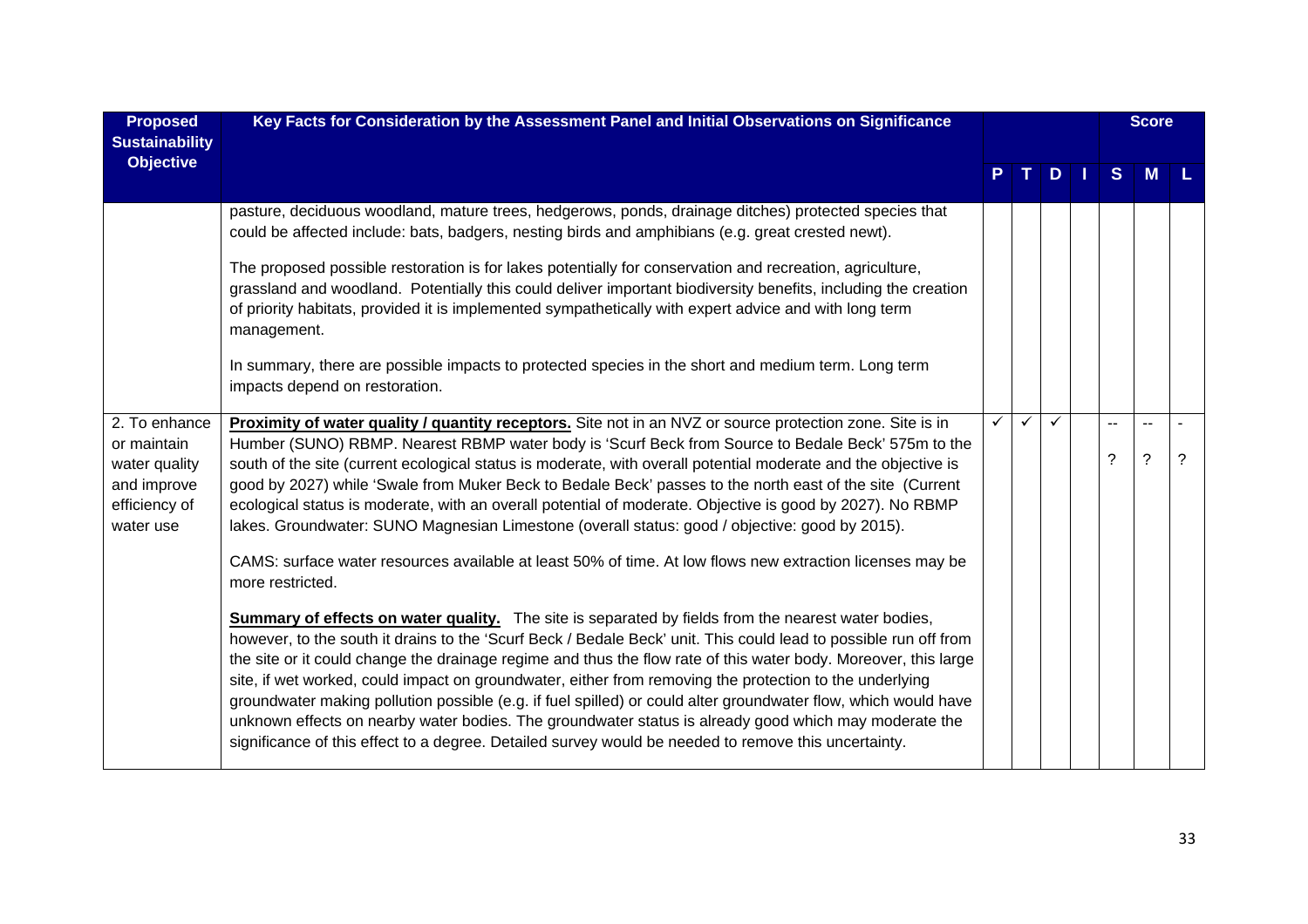| Proposed Sustainability Objective | Key Facts for Consideration by the Assessment Panel and Initial Observations on Significance | P | T | D | I | S | M | L |
|---|---|---|---|---|---|---|---|---|
| | pasture, deciduous woodland, mature trees, hedgerows, ponds, drainage ditches) protected species that could be affected include: bats, badgers, nesting birds and amphibians (e.g. great crested newt).<br><br>The proposed possible restoration is for lakes potentially for conservation and recreation, agriculture, grassland and woodland. Potentially this could deliver important biodiversity benefits, including the creation of priority habitats, provided it is implemented sympathetically with expert advice and with long term management.<br><br>In summary, there are possible impacts to protected species in the short and medium term. Long term impacts depend on restoration. | | | | | | | |
| 2. To enhance or maintain water quality and improve efficiency of water use | **Proximity of water quality / quantity receptors.** Site not in an NVZ or source protection zone. Site is in Humber (SUNO) RBMP. Nearest RBMP water body is 'Scurf Beck from Source to Bedale Beck' 575m to the south of the site (current ecological status is moderate, with overall potential moderate and the objective is good by 2027) while 'Swale from Muker Beck to Bedale Beck' passes to the north east of the site (Current ecological status is moderate, with an overall potential of moderate. Objective is good by 2027). No RBMP lakes. Groundwater: SUNO Magnesian Limestone (overall status: good / objective: good by 2015).<br><br>CAMS: surface water resources available at least 50% of time. At low flows new extraction licenses may be more restricted.<br><br>**Summary of effects on water quality.** The site is separated by fields from the nearest water bodies, however, to the south it drains to the 'Scurf Beck / Bedale Beck' unit. This could lead to possible run off from the site or it could change the drainage regime and thus the flow rate of this water body. Moreover, this large site, if wet worked, could impact on groundwater, either from removing the protection to the underlying groundwater making pollution possible (e.g. if fuel spilled) or could alter groundwater flow, which would have unknown effects on nearby water bodies. The groundwater status is already good which may moderate the significance of this effect to a degree. Detailed survey would be needed to remove this uncertainty. | ✓ | ✓ | ✓ | | --<br>? | --<br>? | -<br>? |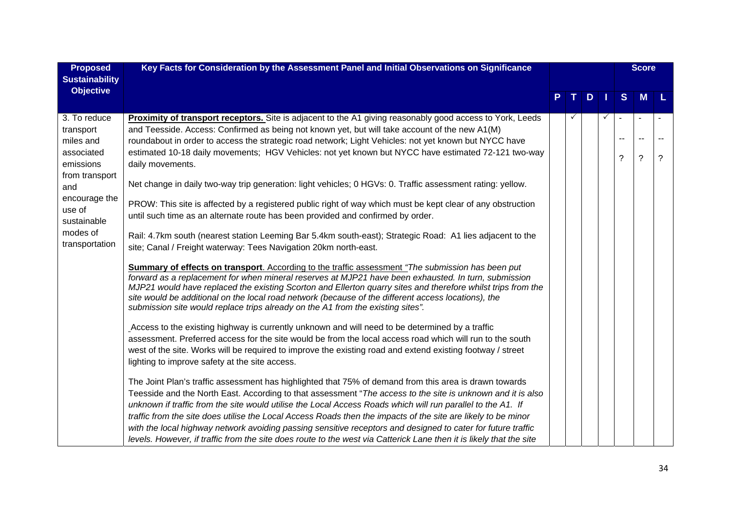| Proposed Sustainability Objective | Key Facts for Consideration by the Assessment Panel and Initial Observations on Significance | P | T | D | I | Score S | Score M | Score L |
|---|---|---|---|---|---|---|---|---|
| 3. To reduce transport miles and associated emissions from transport and encourage the use of sustainable modes of transportation | **Proximity of transport receptors.** Site is adjacent to the A1 giving reasonably good access to York, Leeds and Teesside. Access: Confirmed as being not known yet, but will take account of the new A1(M) roundabout in order to access the strategic road network; Light Vehicles: not yet known but NYCC have estimated 10-18 daily movements; HGV Vehicles: not yet known but NYCC have estimated 72-121 two-way daily movements.<br><br>Net change in daily two-way trip generation: light vehicles; 0 HGVs: 0. Traffic assessment rating: yellow.<br><br>PROW: This site is affected by a registered public right of way which must be kept clear of any obstruction until such time as an alternate route has been provided and confirmed by order.<br><br>Rail: 4.7km south (nearest station Leeming Bar 5.4km south-east); Strategic Road: A1 lies adjacent to the site; Canal / Freight waterway: Tees Navigation 20km north-east.<br><br>**Summary of effects on transport**. According to the traffic assessment *"The submission has been put forward as a replacement for when mineral reserves at MJP21 have been exhausted. In turn, submission MJP21 would have replaced the existing Scorton and Ellerton quarry sites and therefore whilst trips from the site would be additional on the local road network (because of the different access locations), the submission site would replace trips already on the A1 from the existing sites".*<br><br>Access to the existing highway is currently unknown and will need to be determined by a traffic assessment. Preferred access for the site would be from the local access road which will run to the south west of the site. Works will be required to improve the existing road and extend existing footway / street lighting to improve safety at the site access.<br><br>The Joint Plan's traffic assessment has highlighted that 75% of demand from this area is drawn towards Teesside and the North East. According to that assessment "*The access to the site is unknown and it is also unknown if traffic from the site would utilise the Local Access Roads which will run parallel to the A1. If traffic from the site does utilise the Local Access Roads then the impacts of the site are likely to be minor with the local highway network avoiding passing sensitive receptors and designed to cater for future traffic levels. However, if traffic from the site does route to the west via Catterick Lane then it is likely that the site* | | ✓ | | ✓ | -<br><br>--<br><br>? | -<br><br>--<br><br>? | -<br><br>--<br><br>? |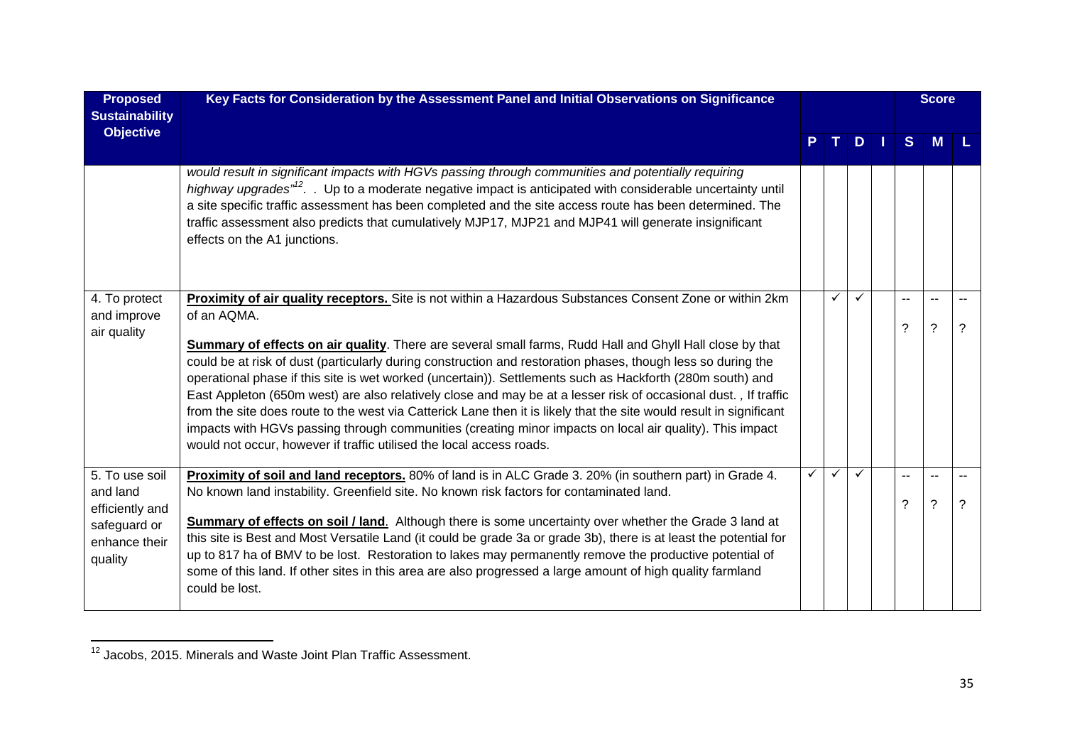| Proposed Sustainability Objective | Key Facts for Consideration by the Assessment Panel and Initial Observations on Significance | P | T | D | I | Score S | Score M | Score L |
|---|---|---|---|---|---|---|---|---|
| | *would result in significant impacts with HGVs passing through communities and potentially requiring highway upgrades"*[12]. . Up to a moderate negative impact is anticipated with considerable uncertainty until a site specific traffic assessment has been completed and the site access route has been determined. The traffic assessment also predicts that cumulatively MJP17, MJP21 and MJP41 will generate insignificant effects on the A1 junctions. | | | | | | | |
| 4. To protect and improve air quality | **Proximity of air quality receptors.** Site is not within a Hazardous Substances Consent Zone or within 2km of an AQMA.<br><br>**Summary of effects on air quality**. There are several small farms, Rudd Hall and Ghyll Hall close by that could be at risk of dust (particularly during construction and restoration phases, though less so during the operational phase if this site is wet worked (uncertain)). Settlements such as Hackforth (280m south) and East Appleton (650m west) are also relatively close and may be at a lesser risk of occasional dust. , If traffic from the site does route to the west via Catterick Lane then it is likely that the site would result in significant impacts with HGVs passing through communities (creating minor impacts on local air quality). This impact would not occur, however if traffic utilised the local access roads. | | ✓ | ✓ | | --<br>? | --<br>? | --<br>? |
| 5. To use soil and land efficiently and safeguard or enhance their quality | **Proximity of soil and land receptors.** 80% of land is in ALC Grade 3. 20% (in southern part) in Grade 4. No known land instability. Greenfield site. No known risk factors for contaminated land.<br><br>**Summary of effects on soil / land**. Although there is some uncertainty over whether the Grade 3 land at this site is Best and Most Versatile Land (it could be grade 3a or grade 3b), there is at least the potential for up to 817 ha of BMV to be lost. Restoration to lakes may permanently remove the productive potential of some of this land. If other sites in this area are also progressed a large amount of high quality farmland could be lost. | ✓ | ✓ | ✓ | | --<br>? | --<br>? | --<br>? |

[12] Jacobs, 2015. Minerals and Waste Joint Plan Traffic Assessment.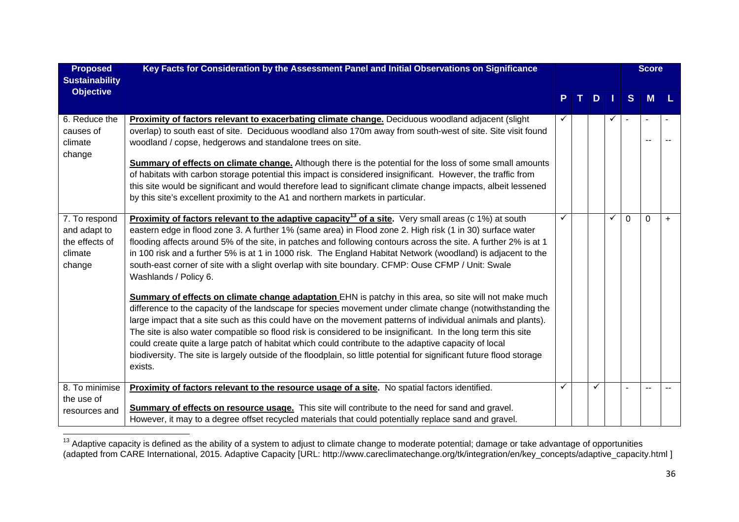| Proposed Sustainability Objective | Key Facts for Consideration by the Assessment Panel and Initial Observations on Significance | P | T | D | I | S | M | L |
|---|---|---|---|---|---|---|---|---|
| | | | | | | **Score** | | |
| 6. Reduce the causes of climate change | **Proximity of factors relevant to exacerbating climate change.** Deciduous woodland adjacent (slight overlap) to south east of site. Deciduous woodland also 170m away from south-west of site. Site visit found woodland / copse, hedgerows and standalone trees on site.<br><br>**Summary of effects on climate change.** Although there is the potential for the loss of some small amounts of habitats with carbon storage potential this impact is considered insignificant. However, the traffic from this site would be significant and would therefore lead to significant climate change impacts, albeit lessened by this site's excellent proximity to the A1 and northern markets in particular. | ✓ | | | ✓ | - | - <br> -- | - <br> -- |
| 7. To respond and adapt to the effects of climate change | **Proximity of factors relevant to the adaptive capacity[13] of a site.** Very small areas (c 1%) at south eastern edge in flood zone 3. A further 1% (same area) in Flood zone 2. High risk (1 in 30) surface water flooding affects around 5% of the site, in patches and following contours across the site. A further 2% is at 1 in 100 risk and a further 5% is at 1 in 1000 risk. The England Habitat Network (woodland) is adjacent to the south-east corner of site with a slight overlap with site boundary. CFMP: Ouse CFMP / Unit: Swale Washlands / Policy 6.<br><br>**Summary of effects on climate change adaptation** EHN is patchy in this area, so site will not make much difference to the capacity of the landscape for species movement under climate change (notwithstanding the large impact that a site such as this could have on the movement patterns of individual animals and plants). The site is also water compatible so flood risk is considered to be insignificant. In the long term this site could create quite a large patch of habitat which could contribute to the adaptive capacity of local biodiversity. The site is largely outside of the floodplain, so little potential for significant future flood storage exists. | ✓ | | | ✓ | 0 | 0 | + |
| 8. To minimise the use of resources and | **Proximity of factors relevant to the resource usage of a site.** No spatial factors identified.<br><br>**Summary of effects on resource usage.** This site will contribute to the need for sand and gravel. However, it may to a degree offset recycled materials that could potentially replace sand and gravel. | ✓ | | ✓ | | - | -- | -- |

[13] Adaptive capacity is defined as the ability of a system to adjust to climate change to moderate potential; damage or take advantage of opportunities (adapted from CARE International, 2015. Adaptive Capacity [URL: http://www.careclimatechange.org/tk/integration/en/key_concepts/adaptive_capacity.html ]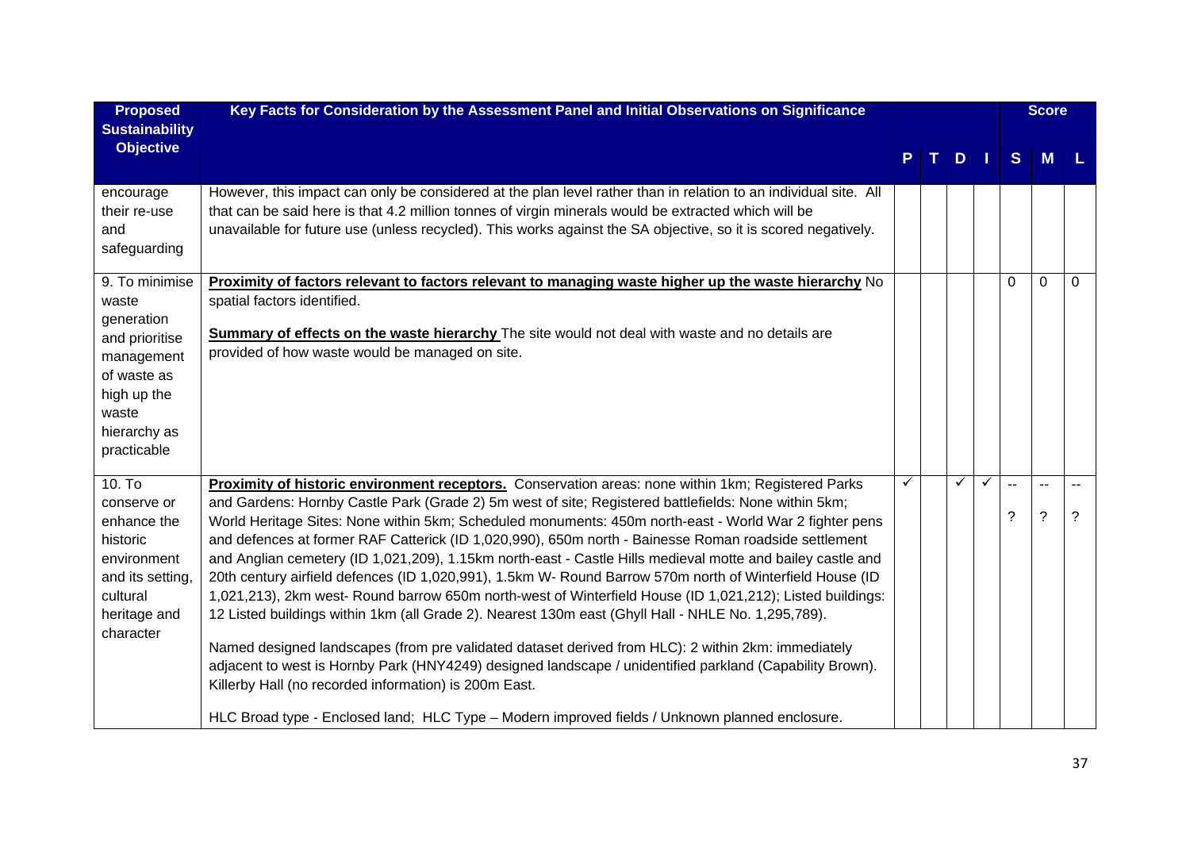| Proposed Sustainability Objective | Key Facts for Consideration by the Assessment Panel and Initial Observations on Significance | P | T | D | I | S | M | L |
|---|---|---|---|---|---|---|---|---|
| | | | | | | **Score** | | |
| encourage their re-use and safeguarding | However, this impact can only be considered at the plan level rather than in relation to an individual site. All that can be said here is that 4.2 million tonnes of virgin minerals would be extracted which will be unavailable for future use (unless recycled). This works against the SA objective, so it is scored negatively. | | | | | | | |
| 9. To minimise waste generation and prioritise management of waste as high up the waste hierarchy as practicable | **Proximity of factors relevant to factors relevant to managing waste higher up the waste hierarchy** No spatial factors identified.<br><br>**Summary of effects on the waste hierarchy** The site would not deal with waste and no details are provided of how waste would be managed on site. | | | | | 0 | 0 | 0 |
| 10. To conserve or enhance the historic environment and its setting, cultural heritage and character | **Proximity of historic environment receptors.** Conservation areas: none within 1km; Registered Parks and Gardens: Hornby Castle Park (Grade 2) 5m west of site; Registered battlefields: None within 5km; World Heritage Sites: None within 5km; Scheduled monuments: 450m north-east - World War 2 fighter pens and defences at former RAF Catterick (ID 1,020,990), 650m north - Bainesse Roman roadside settlement and Anglian cemetery (ID 1,021,209), 1.15km north-east - Castle Hills medieval motte and bailey castle and 20th century airfield defences (ID 1,020,991), 1.5km W- Round Barrow 570m north of Winterfield House (ID 1,021,213), 2km west- Round barrow 650m north-west of Winterfield House (ID 1,021,212); Listed buildings: 12 Listed buildings within 1km (all Grade 2). Nearest 130m east (Ghyll Hall - NHLE No. 1,295,789).<br><br>Named designed landscapes (from pre validated dataset derived from HLC): 2 within 2km: immediately adjacent to west is Hornby Park (HNY4249) designed landscape / unidentified parkland (Capability Brown). Killerby Hall (no recorded information) is 200m East.<br><br>HLC Broad type - Enclosed land; HLC Type – Modern improved fields / Unknown planned enclosure. | ✓ | | ✓ | ✓ | --<br>? | --<br>? | --<br>? |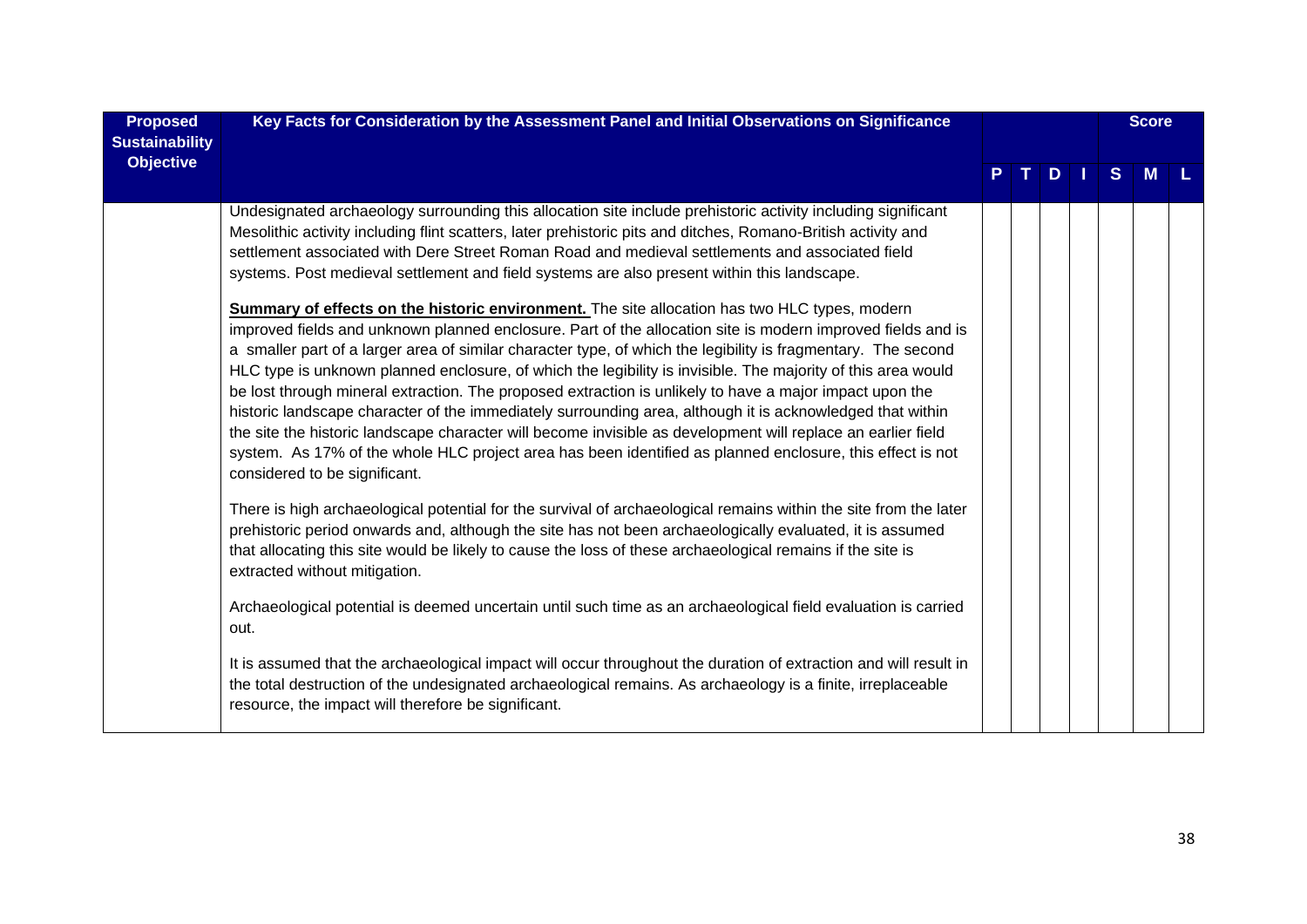| Proposed Sustainability Objective | Key Facts for Consideration by the Assessment Panel and Initial Observations on Significance | | | | | Score | | |
|---|---|---|---|---|---|---|---|---|
| | | P | T | D | I | S | M | L |
| | Undesignated archaeology surrounding this allocation site include prehistoric activity including significant Mesolithic activity including flint scatters, later prehistoric pits and ditches, Romano-British activity and settlement associated with Dere Street Roman Road and medieval settlements and associated field systems. Post medieval settlement and field systems are also present within this landscape.<br><br>**Summary of effects on the historic environment.** The site allocation has two HLC types, modern improved fields and unknown planned enclosure. Part of the allocation site is modern improved fields and is a smaller part of a larger area of similar character type, of which the legibility is fragmentary. The second HLC type is unknown planned enclosure, of which the legibility is invisible. The majority of this area would be lost through mineral extraction. The proposed extraction is unlikely to have a major impact upon the historic landscape character of the immediately surrounding area, although it is acknowledged that within the site the historic landscape character will become invisible as development will replace an earlier field system. As 17% of the whole HLC project area has been identified as planned enclosure, this effect is not considered to be significant.<br><br>There is high archaeological potential for the survival of archaeological remains within the site from the later prehistoric period onwards and, although the site has not been archaeologically evaluated, it is assumed that allocating this site would be likely to cause the loss of these archaeological remains if the site is extracted without mitigation.<br><br>Archaeological potential is deemed uncertain until such time as an archaeological field evaluation is carried out.<br><br>It is assumed that the archaeological impact will occur throughout the duration of extraction and will result in the total destruction of the undesignated archaeological remains. As archaeology is a finite, irreplaceable resource, the impact will therefore be significant. | | | | | | | |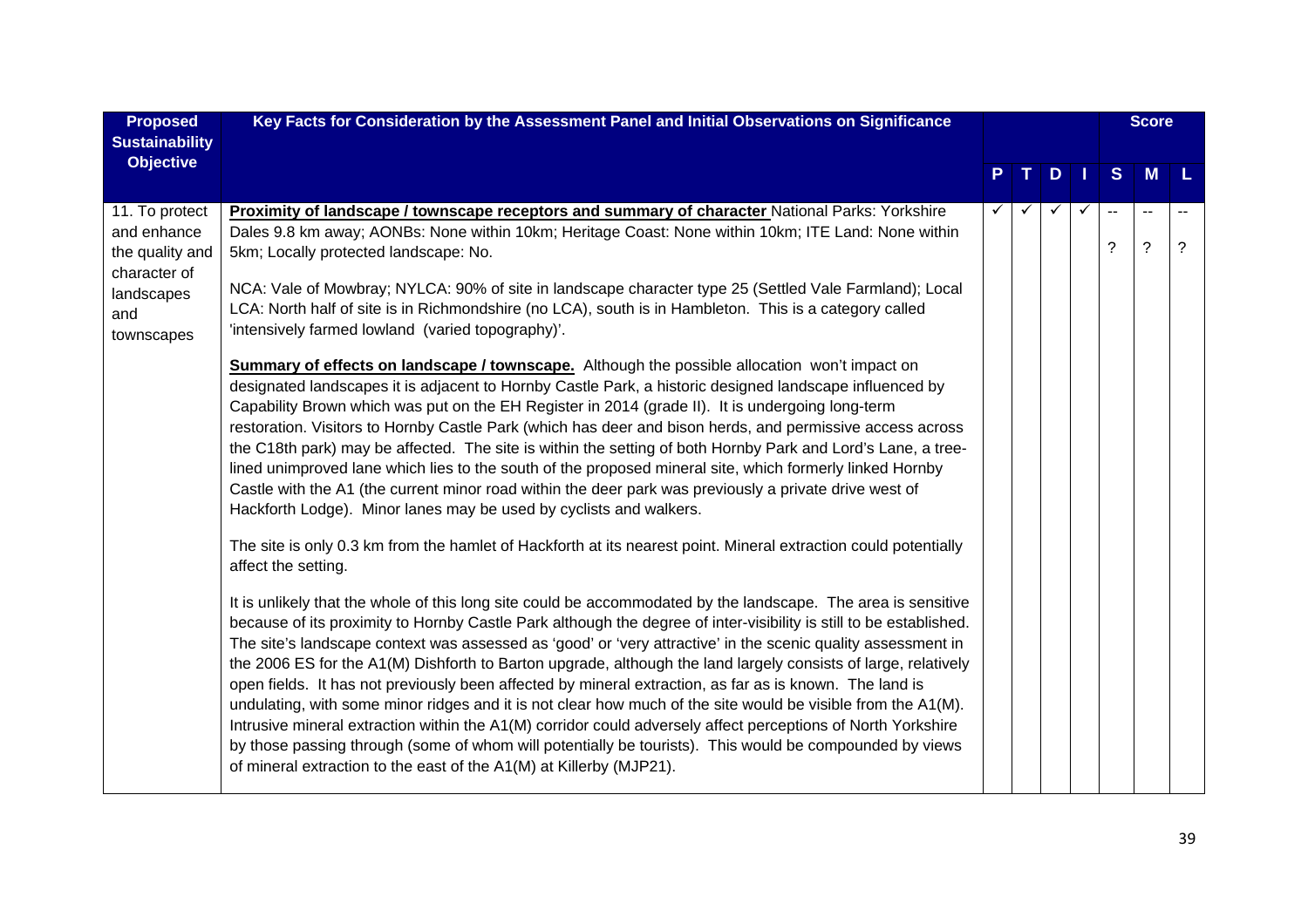| Proposed Sustainability Objective | Key Facts for Consideration by the Assessment Panel and Initial Observations on Significance | P | T | D | I | Score S | Score M | Score L |
|---|---|---|---|---|---|---|---|---|
| 11. To protect and enhance the quality and character of landscapes and townscapes | **Proximity of landscape / townscape receptors and summary of character** National Parks: Yorkshire Dales 9.8 km away; AONBs: None within 10km; Heritage Coast: None within 10km; ITE Land: None within 5km; Locally protected landscape: No.<br><br>NCA: Vale of Mowbray; NYLCA: 90% of site in landscape character type 25 (Settled Vale Farmland); Local LCA: North half of site is in Richmondshire (no LCA), south is in Hambleton. This is a category called 'intensively farmed lowland (varied topography)'.<br><br>**Summary of effects on landscape / townscape.** Although the possible allocation won't impact on designated landscapes it is adjacent to Hornby Castle Park, a historic designed landscape influenced by Capability Brown which was put on the EH Register in 2014 (grade II). It is undergoing long-term restoration. Visitors to Hornby Castle Park (which has deer and bison herds, and permissive access across the C18th park) may be affected. The site is within the setting of both Hornby Park and Lord's Lane, a tree-lined unimproved lane which lies to the south of the proposed mineral site, which formerly linked Hornby Castle with the A1 (the current minor road within the deer park was previously a private drive west of Hackforth Lodge). Minor lanes may be used by cyclists and walkers.<br><br>The site is only 0.3 km from the hamlet of Hackforth at its nearest point. Mineral extraction could potentially affect the setting.<br><br>It is unlikely that the whole of this long site could be accommodated by the landscape. The area is sensitive because of its proximity to Hornby Castle Park although the degree of inter-visibility is still to be established. The site's landscape context was assessed as 'good' or 'very attractive' in the scenic quality assessment in the 2006 ES for the A1(M) Dishforth to Barton upgrade, although the land largely consists of large, relatively open fields. It has not previously been affected by mineral extraction, as far as is known. The land is undulating, with some minor ridges and it is not clear how much of the site would be visible from the A1(M). Intrusive mineral extraction within the A1(M) corridor could adversely affect perceptions of North Yorkshire by those passing through (some of whom will potentially be tourists). This would be compounded by views of mineral extraction to the east of the A1(M) at Killerby (MJP21). | ✓ | ✓ | ✓ | ✓ | --<br>? | --<br>? | --<br>? |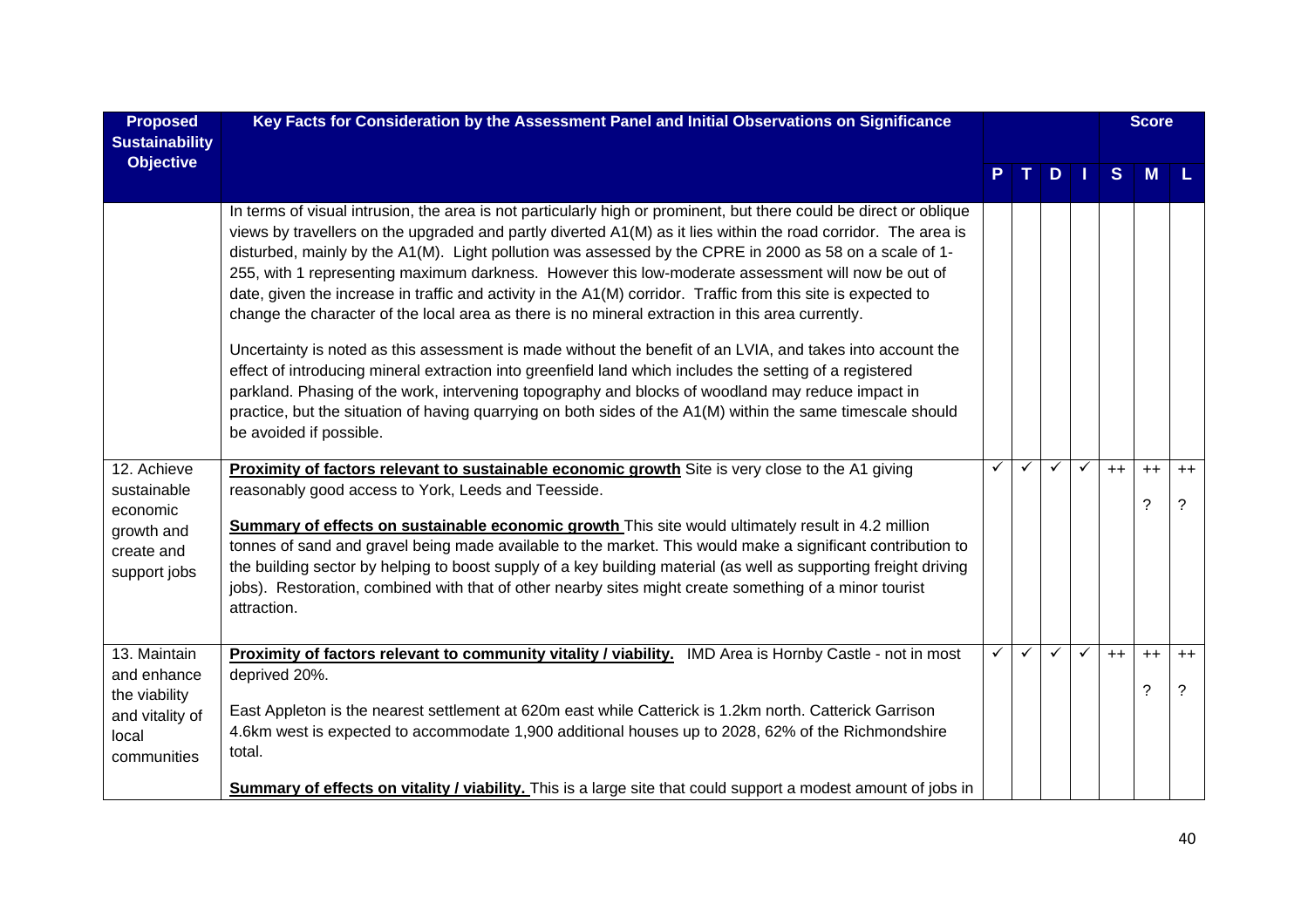| Proposed Sustainability Objective | Key Facts for Consideration by the Assessment Panel and Initial Observations on Significance | P | T | D | I | S | M | L |
|---|---|---|---|---|---|---|---|---|
| | In terms of visual intrusion, the area is not particularly high or prominent, but there could be direct or oblique views by travellers on the upgraded and partly diverted A1(M) as it lies within the road corridor. The area is disturbed, mainly by the A1(M). Light pollution was assessed by the CPRE in 2000 as 58 on a scale of 1-255, with 1 representing maximum darkness. However this low-moderate assessment will now be out of date, given the increase in traffic and activity in the A1(M) corridor. Traffic from this site is expected to change the character of the local area as there is no mineral extraction in this area currently.<br><br>Uncertainty is noted as this assessment is made without the benefit of an LVIA, and takes into account the effect of introducing mineral extraction into greenfield land which includes the setting of a registered parkland. Phasing of the work, intervening topography and blocks of woodland may reduce impact in practice, but the situation of having quarrying on both sides of the A1(M) within the same timescale should be avoided if possible. | | | | | | | |
| 12. Achieve sustainable economic growth and create and support jobs | **Proximity of factors relevant to sustainable economic growth** Site is very close to the A1 giving reasonably good access to York, Leeds and Teesside.<br><br>**Summary of effects on sustainable economic growth** This site would ultimately result in 4.2 million tonnes of sand and gravel being made available to the market. This would make a significant contribution to the building sector by helping to boost supply of a key building material (as well as supporting freight driving jobs). Restoration, combined with that of other nearby sites might create something of a minor tourist attraction. | ✓ | ✓ | ✓ | ✓ | ++ | ++<br>? | ++<br>? |
| 13. Maintain and enhance the viability and vitality of local communities | **Proximity of factors relevant to community vitality / viability.** IMD Area is Hornby Castle - not in most deprived 20%.<br><br>East Appleton is the nearest settlement at 620m east while Catterick is 1.2km north. Catterick Garrison 4.6km west is expected to accommodate 1,900 additional houses up to 2028, 62% of the Richmondshire total.<br><br>**Summary of effects on vitality / viability.** This is a large site that could support a modest amount of jobs in | ✓ | ✓ | ✓ | ✓ | ++ | ++<br>? | ++<br>? |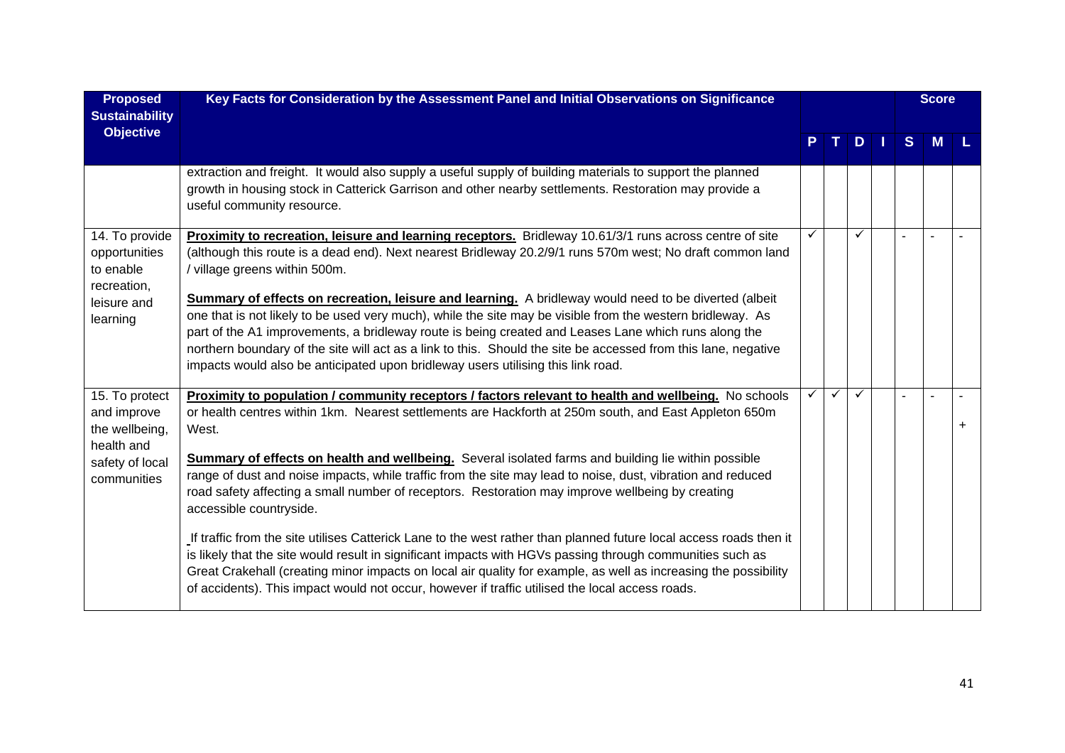| Proposed Sustainability Objective | Key Facts for Consideration by the Assessment Panel and Initial Observations on Significance | P | T | D | I | S | M | L |
|---|---|---|---|---|---|---|---|---|
| | extraction and freight. It would also supply a useful supply of building materials to support the planned growth in housing stock in Catterick Garrison and other nearby settlements. Restoration may provide a useful community resource. | | | | | | | |
| 14. To provide opportunities to enable recreation, leisure and learning | **Proximity to recreation, leisure and learning receptors.** Bridleway 10.61/3/1 runs across centre of site (although this route is a dead end). Next nearest Bridleway 20.2/9/1 runs 570m west; No draft common land / village greens within 500m.<br><br>**Summary of effects on recreation, leisure and learning.** A bridleway would need to be diverted (albeit one that is not likely to be used very much), while the site may be visible from the western bridleway. As part of the A1 improvements, a bridleway route is being created and Leases Lane which runs along the northern boundary of the site will act as a link to this. Should the site be accessed from this lane, negative impacts would also be anticipated upon bridleway users utilising this link road. | ✓ | | ✓ | | - | - | - |
| 15. To protect and improve the wellbeing, health and safety of local communities | **Proximity to population / community receptors / factors relevant to health and wellbeing.** No schools or health centres within 1km. Nearest settlements are Hackforth at 250m south, and East Appleton 650m West.<br><br>**Summary of effects on health and wellbeing.** Several isolated farms and building lie within possible range of dust and noise impacts, while traffic from the site may lead to noise, dust, vibration and reduced road safety affecting a small number of receptors. Restoration may improve wellbeing by creating accessible countryside.<br><br>If traffic from the site utilises Catterick Lane to the west rather than planned future local access roads then it is likely that the site would result in significant impacts with HGVs passing through communities such as Great Crakehall (creating minor impacts on local air quality for example, as well as increasing the possibility of accidents). This impact would not occur, however if traffic utilised the local access roads. | ✓ | ✓ | ✓ | | - | - | -<br>+ |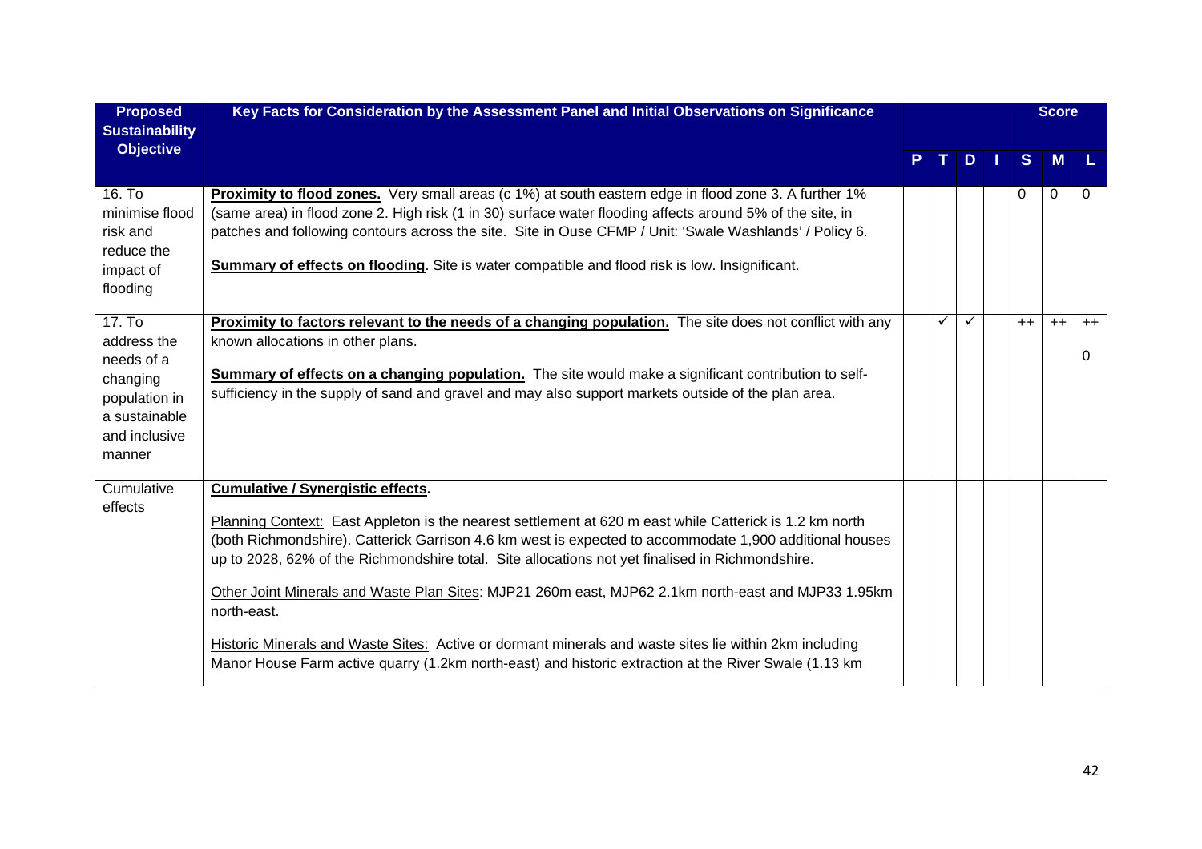| Proposed Sustainability Objective | Key Facts for Consideration by the Assessment Panel and Initial Observations on Significance | P | T | D | I | Score S | M | L |
|---|---|---|---|---|---|---|---|---|
| 16. To minimise flood risk and reduce the impact of flooding | **Proximity to flood zones.** Very small areas (c 1%) at south eastern edge in flood zone 3. A further 1% (same area) in flood zone 2. High risk (1 in 30) surface water flooding affects around 5% of the site, in patches and following contours across the site. Site in Ouse CFMP / Unit: 'Swale Washlands' / Policy 6.<br><br>**Summary of effects on flooding**. Site is water compatible and flood risk is low. Insignificant. | | | | | 0 | 0 | 0 |
| 17. To address the needs of a changing population in a sustainable and inclusive manner | **Proximity to factors relevant to the needs of a changing population.** The site does not conflict with any known allocations in other plans.<br><br>**Summary of effects on a changing population.** The site would make a significant contribution to self-sufficiency in the supply of sand and gravel and may also support markets outside of the plan area. | | ✓ | ✓ | | ++ | ++ | ++<br><br>0 |
| Cumulative effects | **Cumulative / Synergistic effects.**<br><br>Planning Context: East Appleton is the nearest settlement at 620 m east while Catterick is 1.2 km north (both Richmondshire). Catterick Garrison 4.6 km west is expected to accommodate 1,900 additional houses up to 2028, 62% of the Richmondshire total. Site allocations not yet finalised in Richmondshire.<br><br>Other Joint Minerals and Waste Plan Sites: MJP21 260m east, MJP62 2.1km north-east and MJP33 1.95km north-east.<br><br>Historic Minerals and Waste Sites: Active or dormant minerals and waste sites lie within 2km including Manor House Farm active quarry (1.2km north-east) and historic extraction at the River Swale (1.13 km | | | | | | | |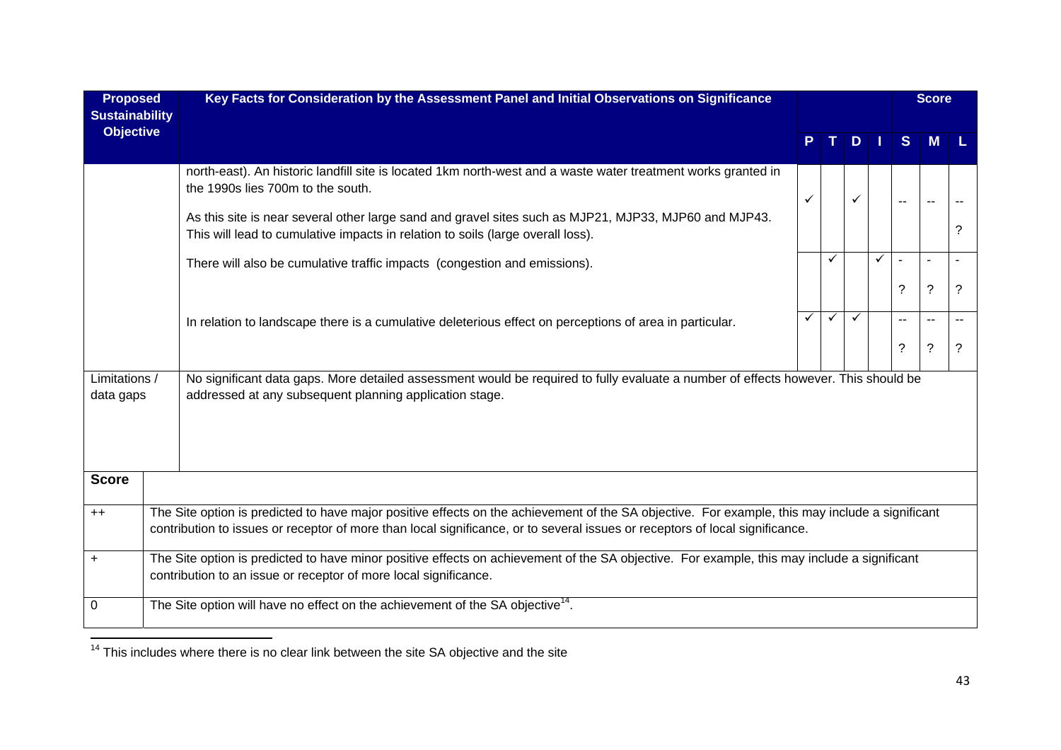| Proposed Sustainability Objective | Key Facts for Consideration by the Assessment Panel and Initial Observations on Significance | P | T | D | I | S | M | L |
|---|---|---|---|---|---|---|---|---|
| | north-east). An historic landfill site is located 1km north-west and a waste water treatment works granted in the 1990s lies 700m to the south.<br><br>As this site is near several other large sand and gravel sites such as MJP21, MJP33, MJP60 and MJP43. This will lead to cumulative impacts in relation to soils (large overall loss). | ✓ | | ✓ | | -- | -- | --<br>? |
| | There will also be cumulative traffic impacts (congestion and emissions). | | ✓ | | ✓ | -<br>? | -<br>? | -<br>? |
| | In relation to landscape there is a cumulative deleterious effect on perceptions of area in particular. | ✓ | ✓ | ✓ | | --<br>? | --<br>? | --<br>? |
| Limitations / data gaps | No significant data gaps. More detailed assessment would be required to fully evaluate a number of effects however. This should be addressed at any subsequent planning application stage. | | | | | | | |

| Score | |
|---|---|
| ++ | The Site option is predicted to have major positive effects on the achievement of the SA objective. For example, this may include a significant contribution to issues or receptor of more than local significance, or to several issues or receptors of local significance. |
| + | The Site option is predicted to have minor positive effects on achievement of the SA objective. For example, this may include a significant contribution to an issue or receptor of more local significance. |
| 0 | The Site option will have no effect on the achievement of the SA objective[14]. |

[14] This includes where there is no clear link between the site SA objective and the site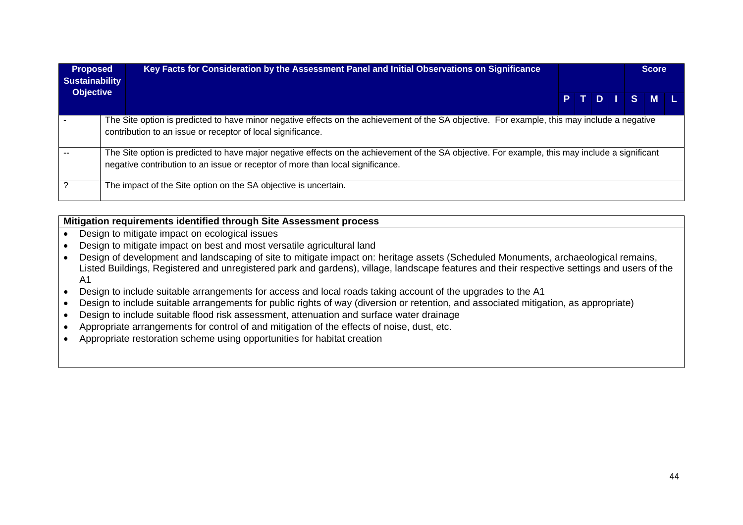| Proposed Sustainability Objective | Key Facts for Consideration by the Assessment Panel and Initial Observations on Significance | P | T | D | I | Score S | M | L |
|---|---|---|---|---|---|---|---|---|
| - | The Site option is predicted to have minor negative effects on the achievement of the SA objective. For example, this may include a negative contribution to an issue or receptor of local significance. | | | | | | | |
| -- | The Site option is predicted to have major negative effects on the achievement of the SA objective. For example, this may include a significant negative contribution to an issue or receptor of more than local significance. | | | | | | | |
| ? | The impact of the Site option on the SA objective is uncertain. | | | | | | | |

| Mitigation requirements identified through Site Assessment process |
|---|
| • Design to mitigate impact on ecological issues<br>• Design to mitigate impact on best and most versatile agricultural land<br>• Design of development and landscaping of site to mitigate impact on: heritage assets (Scheduled Monuments, archaeological remains, Listed Buildings, Registered and unregistered park and gardens), village, landscape features and their respective settings and users of the A1<br>• Design to include suitable arrangements for access and local roads taking account of the upgrades to the A1<br>• Design to include suitable arrangements for public rights of way (diversion or retention, and associated mitigation, as appropriate)<br>• Design to include suitable flood risk assessment, attenuation and surface water drainage<br>• Appropriate arrangements for control of and mitigation of the effects of noise, dust, etc.<br>• Appropriate restoration scheme using opportunities for habitat creation |